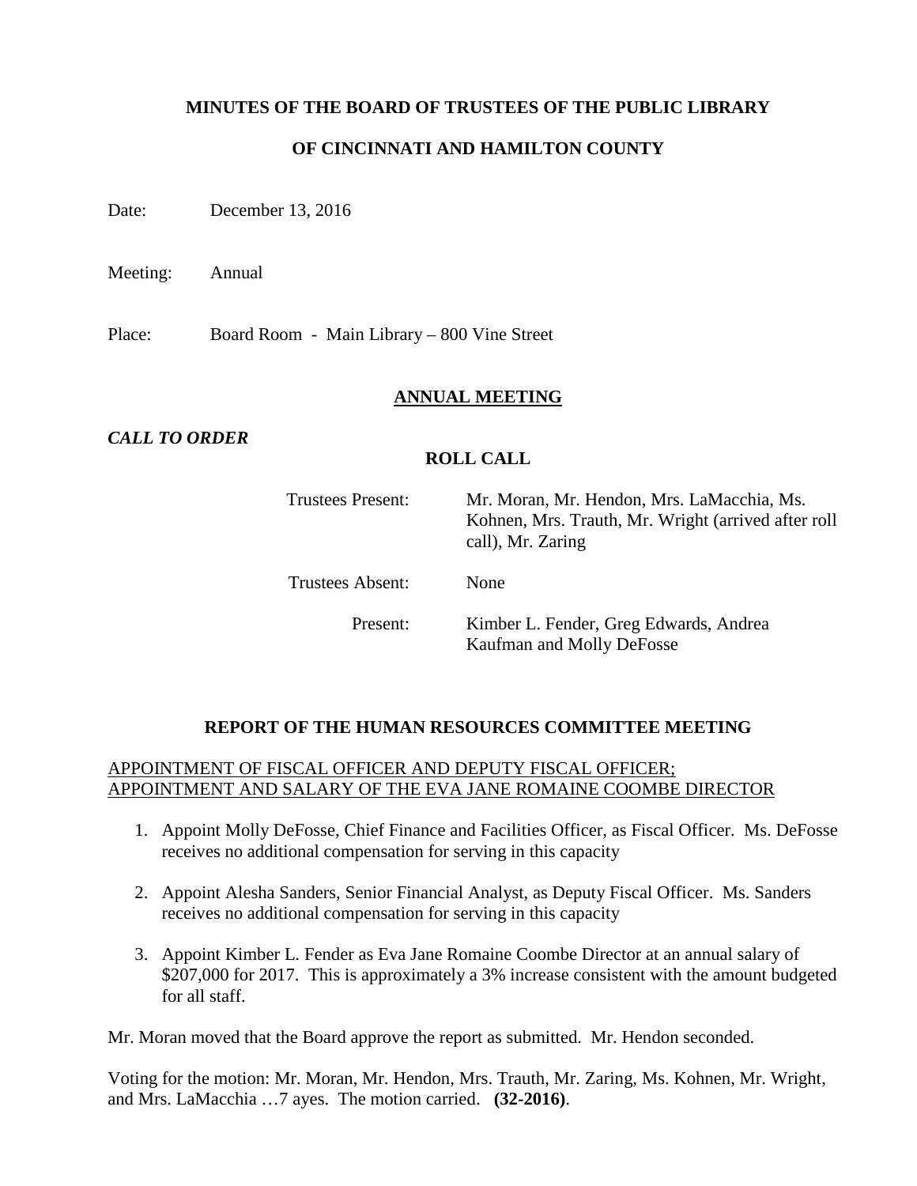**MINUTES OF THE BOARD OF TRUSTEES OF THE PUBLIC LIBRARY**

**OF CINCINNATI AND HAMILTON COUNTY**

Date: December 13, 2016

Meeting: Annual

Place: Board Room - Main Library – 800 Vine Street

## ANNUAL MEETING

***CALL TO ORDER***

### ROLL CALL

Trustees Present: Mr. Moran, Mr. Hendon, Mrs. LaMacchia, Ms. Kohnen, Mrs. Trauth, Mr. Wright (arrived after roll call), Mr. Zaring

Trustees Absent: None

Present: Kimber L. Fender, Greg Edwards, Andrea Kaufman and Molly DeFosse

### REPORT OF THE HUMAN RESOURCES COMMITTEE MEETING

APPOINTMENT OF FISCAL OFFICER AND DEPUTY FISCAL OFFICER; APPOINTMENT AND SALARY OF THE EVA JANE ROMAINE COOMBE DIRECTOR

1. Appoint Molly DeFosse, Chief Finance and Facilities Officer, as Fiscal Officer. Ms. DeFosse receives no additional compensation for serving in this capacity
2. Appoint Alesha Sanders, Senior Financial Analyst, as Deputy Fiscal Officer. Ms. Sanders receives no additional compensation for serving in this capacity
3. Appoint Kimber L. Fender as Eva Jane Romaine Coombe Director at an annual salary of $207,000 for 2017. This is approximately a 3% increase consistent with the amount budgeted for all staff.

Mr. Moran moved that the Board approve the report as submitted. Mr. Hendon seconded.

Voting for the motion: Mr. Moran, Mr. Hendon, Mrs. Trauth, Mr. Zaring, Ms. Kohnen, Mr. Wright, and Mrs. LaMacchia …7 ayes. The motion carried. **(32-2016)**.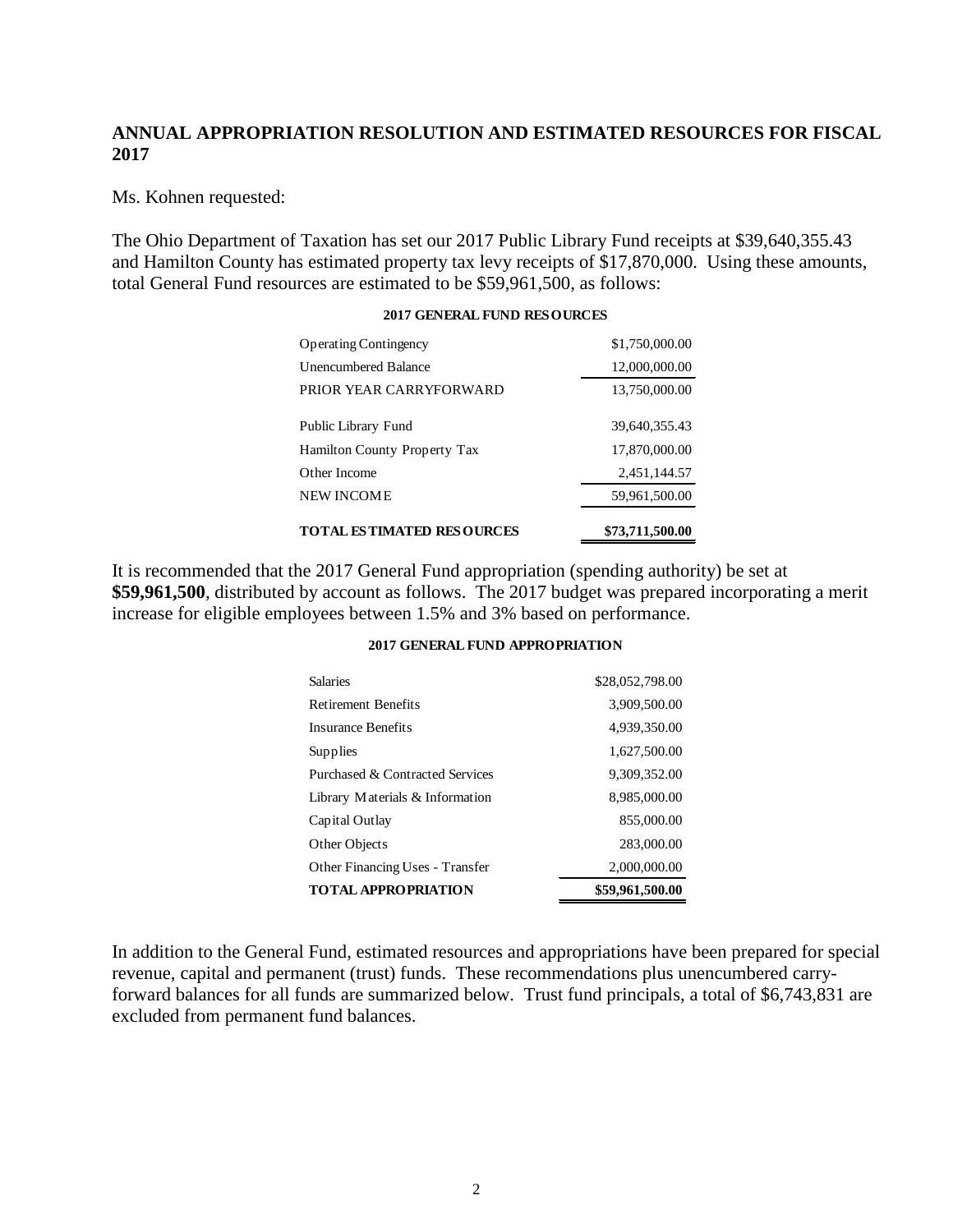## ANNUAL APPROPRIATION RESOLUTION AND ESTIMATED RESOURCES FOR FISCAL 2017

Ms. Kohnen requested:

The Ohio Department of Taxation has set our 2017 Public Library Fund receipts at $39,640,355.43 and Hamilton County has estimated property tax levy receipts of $17,870,000. Using these amounts, total General Fund resources are estimated to be $59,961,500, as follows:

**2017 GENERAL FUND RESOURCES**

| | |
|---|---|
| Operating Contingency | $1,750,000.00 |
| Unencumbered Balance | 12,000,000.00 |
| PRIOR YEAR CARRYFORWARD | 13,750,000.00 |
| Public Library Fund | 39,640,355.43 |
| Hamilton County Property Tax | 17,870,000.00 |
| Other Income | 2,451,144.57 |
| NEW INCOME | 59,961,500.00 |
| **TOTAL ESTIMATED RESOURCES** | **$73,711,500.00** |

It is recommended that the 2017 General Fund appropriation (spending authority) be set at **$59,961,500**, distributed by account as follows. The 2017 budget was prepared incorporating a merit increase for eligible employees between 1.5% and 3% based on performance.

**2017 GENERAL FUND APPROPRIATION**

| | |
|---|---|
| Salaries | $28,052,798.00 |
| Retirement Benefits | 3,909,500.00 |
| Insurance Benefits | 4,939,350.00 |
| Supplies | 1,627,500.00 |
| Purchased & Contracted Services | 9,309,352.00 |
| Library Materials & Information | 8,985,000.00 |
| Capital Outlay | 855,000.00 |
| Other Objects | 283,000.00 |
| Other Financing Uses - Transfer | 2,000,000.00 |
| **TOTAL APPROPRIATION** | **$59,961,500.00** |

In addition to the General Fund, estimated resources and appropriations have been prepared for special revenue, capital and permanent (trust) funds. These recommendations plus unencumbered carry-forward balances for all funds are summarized below. Trust fund principals, a total of $6,743,831 are excluded from permanent fund balances.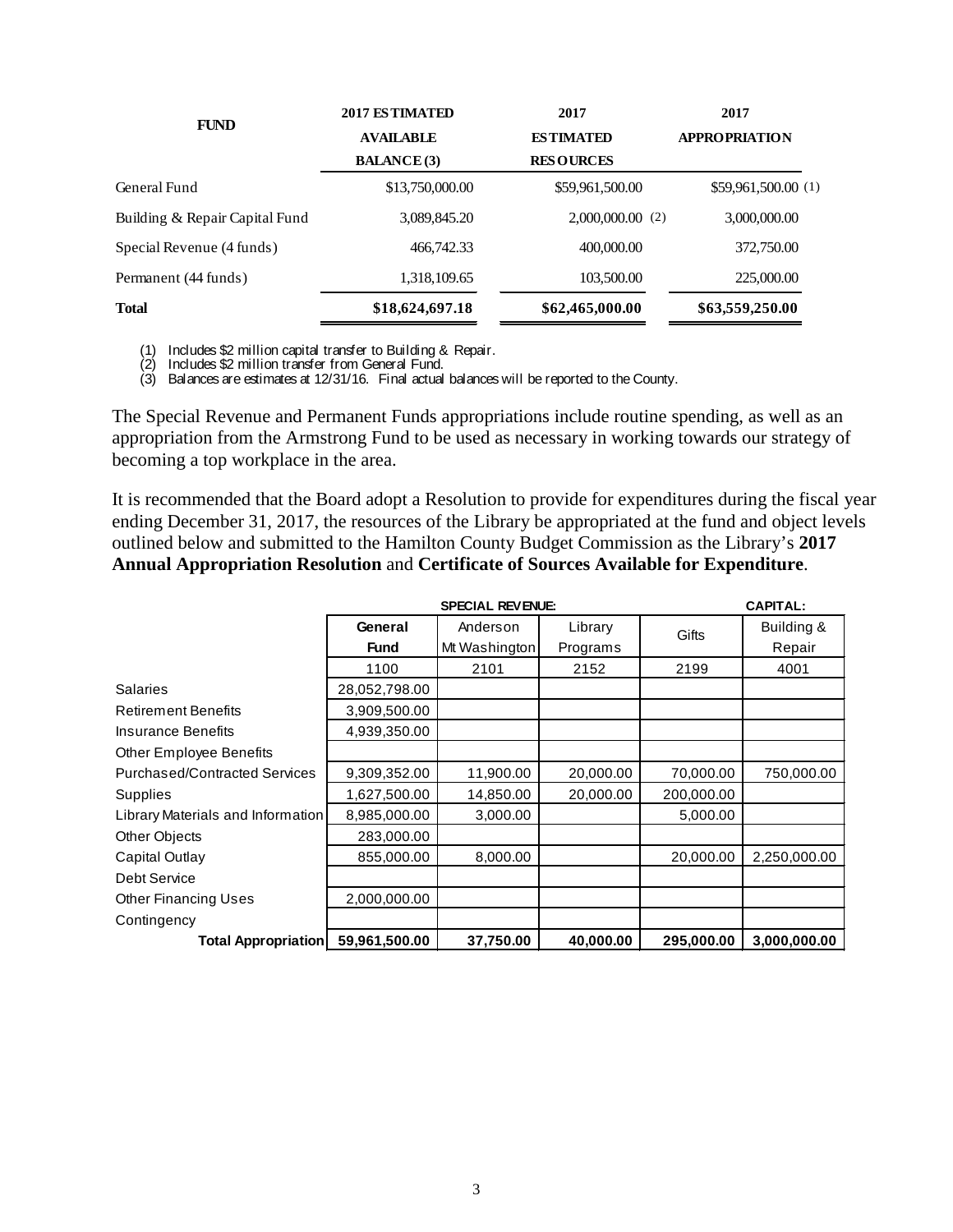| FUND | 2017 ESTIMATED AVAILABLE BALANCE (3) | 2017 ESTIMATED RESOURCES | 2017 APPROPRIATION |
|---|---|---|---|
| General Fund | $13,750,000.00 | $59,961,500.00 | $59,961,500.00 (1) |
| Building & Repair Capital Fund | 3,089,845.20 | 2,000,000.00 (2) | 3,000,000.00 |
| Special Revenue (4 funds) | 466,742.33 | 400,000.00 | 372,750.00 |
| Permanent (44 funds) | 1,318,109.65 | 103,500.00 | 225,000.00 |
| **Total** | **$18,624,697.18** | **$62,465,000.00** | **$63,559,250.00** |

(1) Includes $2 million capital transfer to Building & Repair.
(2) Includes $2 million transfer from General Fund.
(3) Balances are estimates at 12/31/16. Final actual balances will be reported to the County.

The Special Revenue and Permanent Funds appropriations include routine spending, as well as an appropriation from the Armstrong Fund to be used as necessary in working towards our strategy of becoming a top workplace in the area.

It is recommended that the Board adopt a Resolution to provide for expenditures during the fiscal year ending December 31, 2017, the resources of the Library be appropriated at the fund and object levels outlined below and submitted to the Hamilton County Budget Commission as the Library's **2017 Annual Appropriation Resolution** and **Certificate of Sources Available for Expenditure**.

| | | SPECIAL REVENUE: | | | CAPITAL: |
|---|---|---|---|---|---|
| | **General Fund** | Anderson Mt Washington | Library Programs | Gifts | Building & Repair |
| | 1100 | 2101 | 2152 | 2199 | 4001 |
| Salaries | 28,052,798.00 | | | | |
| Retirement Benefits | 3,909,500.00 | | | | |
| Insurance Benefits | 4,939,350.00 | | | | |
| Other Employee Benefits | | | | | |
| Purchased/Contracted Services | 9,309,352.00 | 11,900.00 | 20,000.00 | 70,000.00 | 750,000.00 |
| Supplies | 1,627,500.00 | 14,850.00 | 20,000.00 | 200,000.00 | |
| Library Materials and Information | 8,985,000.00 | 3,000.00 | | 5,000.00 | |
| Other Objects | 283,000.00 | | | | |
| Capital Outlay | 855,000.00 | 8,000.00 | | 20,000.00 | 2,250,000.00 |
| Debt Service | | | | | |
| Other Financing Uses | 2,000,000.00 | | | | |
| Contingency | | | | | |
| **Total Appropriation** | **59,961,500.00** | **37,750.00** | **40,000.00** | **295,000.00** | **3,000,000.00** |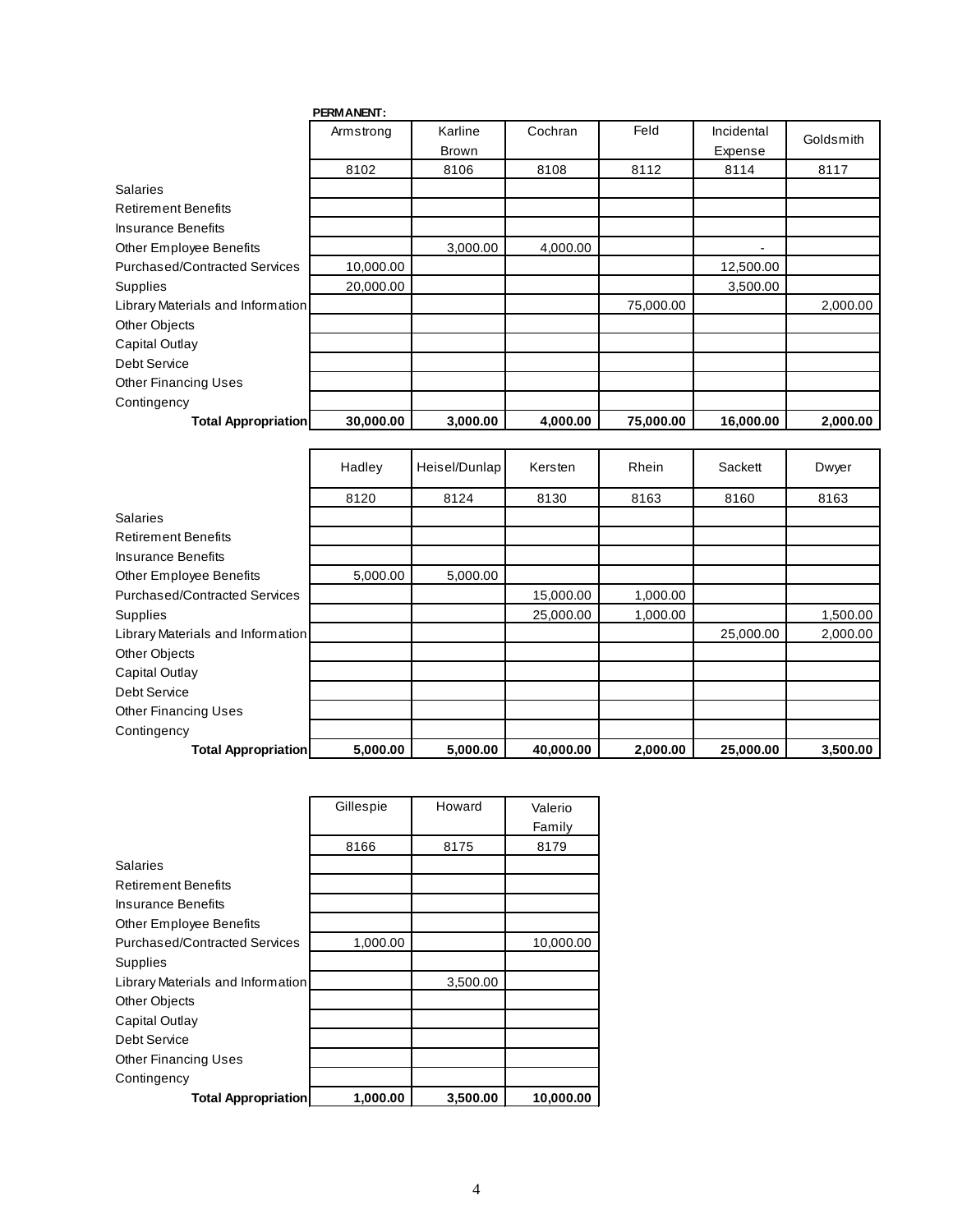**PERMANENT:**

| | Armstrong | Karline Brown | Cochran | Feld | Incidental Expense | Goldsmith |
|---|---|---|---|---|---|---|
| | 8102 | 8106 | 8108 | 8112 | 8114 | 8117 |
| Salaries | | | | | | |
| Retirement Benefits | | | | | | |
| Insurance Benefits | | | | | | |
| Other Employee Benefits | | 3,000.00 | 4,000.00 | | - | |
| Purchased/Contracted Services | 10,000.00 | | | | 12,500.00 | |
| Supplies | 20,000.00 | | | | 3,500.00 | |
| Library Materials and Information | | | | 75,000.00 | | 2,000.00 |
| Other Objects | | | | | | |
| Capital Outlay | | | | | | |
| Debt Service | | | | | | |
| Other Financing Uses | | | | | | |
| Contingency | | | | | | |
| **Total Appropriation** | **30,000.00** | **3,000.00** | **4,000.00** | **75,000.00** | **16,000.00** | **2,000.00** |

| | Hadley | Heisel/Dunlap | Kersten | Rhein | Sackett | Dwyer |
|---|---|---|---|---|---|---|
| | 8120 | 8124 | 8130 | 8163 | 8160 | 8163 |
| Salaries | | | | | | |
| Retirement Benefits | | | | | | |
| Insurance Benefits | | | | | | |
| Other Employee Benefits | 5,000.00 | 5,000.00 | | | | |
| Purchased/Contracted Services | | | 15,000.00 | 1,000.00 | | |
| Supplies | | | 25,000.00 | 1,000.00 | | 1,500.00 |
| Library Materials and Information | | | | | 25,000.00 | 2,000.00 |
| Other Objects | | | | | | |
| Capital Outlay | | | | | | |
| Debt Service | | | | | | |
| Other Financing Uses | | | | | | |
| Contingency | | | | | | |
| **Total Appropriation** | **5,000.00** | **5,000.00** | **40,000.00** | **2,000.00** | **25,000.00** | **3,500.00** |

| | Gillespie | Howard | Valerio Family |
|---|---|---|---|
| | 8166 | 8175 | 8179 |
| Salaries | | | |
| Retirement Benefits | | | |
| Insurance Benefits | | | |
| Other Employee Benefits | | | |
| Purchased/Contracted Services | 1,000.00 | | 10,000.00 |
| Supplies | | | |
| Library Materials and Information | | 3,500.00 | |
| Other Objects | | | |
| Capital Outlay | | | |
| Debt Service | | | |
| Other Financing Uses | | | |
| Contingency | | | |
| **Total Appropriation** | **1,000.00** | **3,500.00** | **10,000.00** |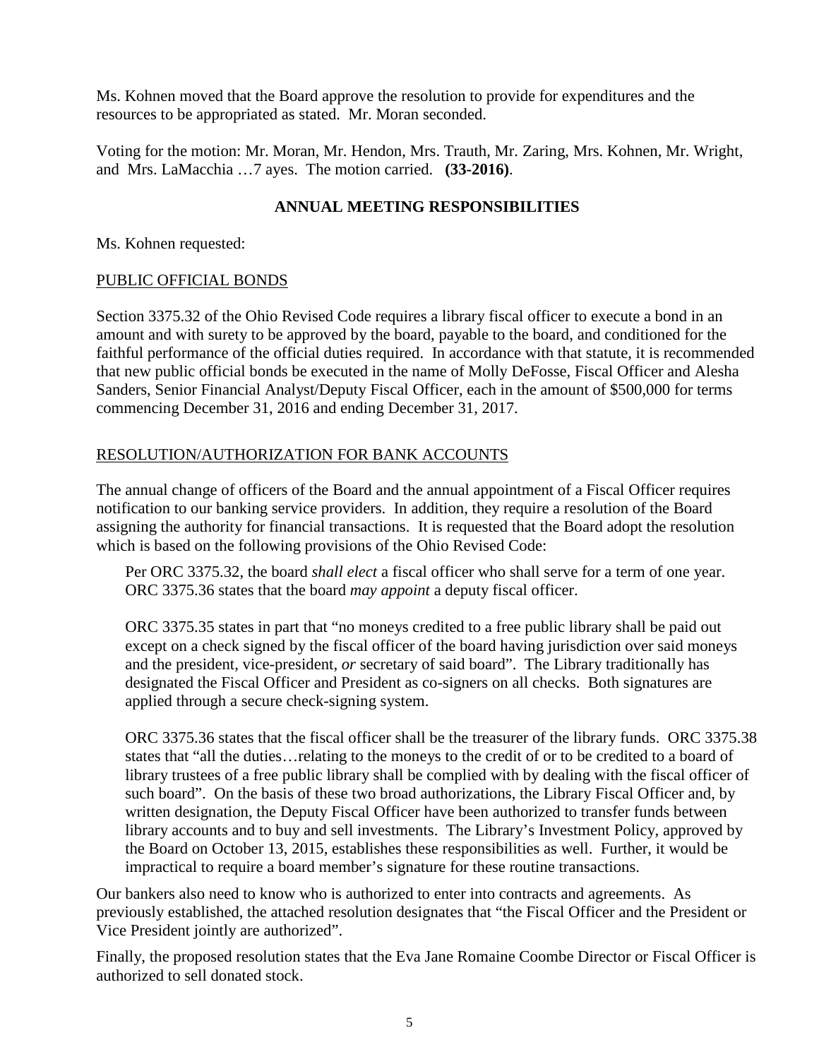Ms. Kohnen moved that the Board approve the resolution to provide for expenditures and the resources to be appropriated as stated. Mr. Moran seconded.

Voting for the motion: Mr. Moran, Mr. Hendon, Mrs. Trauth, Mr. Zaring, Mrs. Kohnen, Mr. Wright, and Mrs. LaMacchia …7 ayes. The motion carried. **(33-2016)**.

## ANNUAL MEETING RESPONSIBILITIES

Ms. Kohnen requested:

### PUBLIC OFFICIAL BONDS

Section 3375.32 of the Ohio Revised Code requires a library fiscal officer to execute a bond in an amount and with surety to be approved by the board, payable to the board, and conditioned for the faithful performance of the official duties required. In accordance with that statute, it is recommended that new public official bonds be executed in the name of Molly DeFosse, Fiscal Officer and Alesha Sanders, Senior Financial Analyst/Deputy Fiscal Officer, each in the amount of $500,000 for terms commencing December 31, 2016 and ending December 31, 2017.

### RESOLUTION/AUTHORIZATION FOR BANK ACCOUNTS

The annual change of officers of the Board and the annual appointment of a Fiscal Officer requires notification to our banking service providers. In addition, they require a resolution of the Board assigning the authority for financial transactions. It is requested that the Board adopt the resolution which is based on the following provisions of the Ohio Revised Code:

> Per ORC 3375.32, the board *shall elect* a fiscal officer who shall serve for a term of one year. ORC 3375.36 states that the board *may appoint* a deputy fiscal officer.
>
> ORC 3375.35 states in part that "no moneys credited to a free public library shall be paid out except on a check signed by the fiscal officer of the board having jurisdiction over said moneys and the president, vice-president, *or* secretary of said board". The Library traditionally has designated the Fiscal Officer and President as co-signers on all checks. Both signatures are applied through a secure check-signing system.
>
> ORC 3375.36 states that the fiscal officer shall be the treasurer of the library funds. ORC 3375.38 states that "all the duties…relating to the moneys to the credit of or to be credited to a board of library trustees of a free public library shall be complied with by dealing with the fiscal officer of such board". On the basis of these two broad authorizations, the Library Fiscal Officer and, by written designation, the Deputy Fiscal Officer have been authorized to transfer funds between library accounts and to buy and sell investments. The Library's Investment Policy, approved by the Board on October 13, 2015, establishes these responsibilities as well. Further, it would be impractical to require a board member's signature for these routine transactions.

Our bankers also need to know who is authorized to enter into contracts and agreements. As previously established, the attached resolution designates that "the Fiscal Officer and the President or Vice President jointly are authorized".

Finally, the proposed resolution states that the Eva Jane Romaine Coombe Director or Fiscal Officer is authorized to sell donated stock.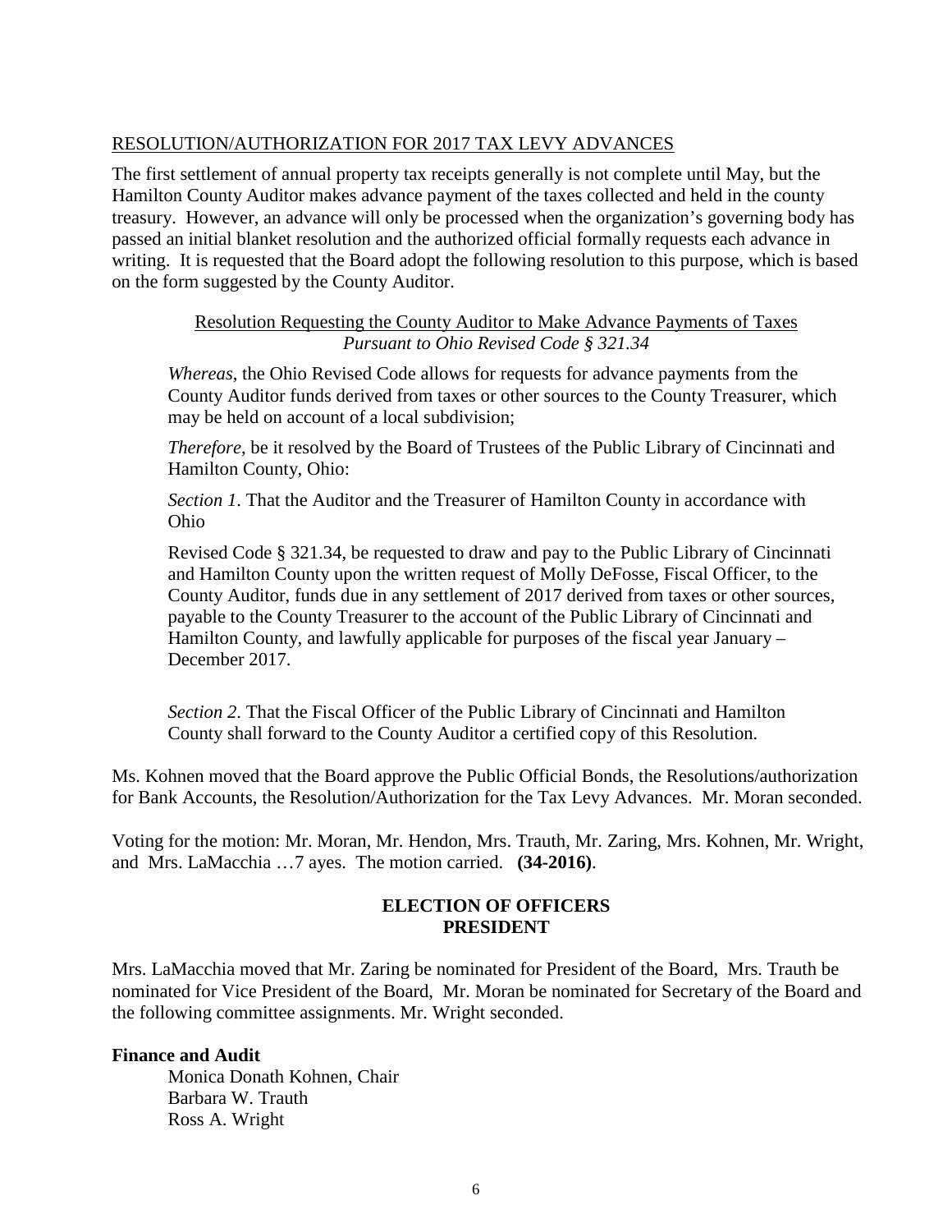RESOLUTION/AUTHORIZATION FOR 2017 TAX LEVY ADVANCES

The first settlement of annual property tax receipts generally is not complete until May, but the Hamilton County Auditor makes advance payment of the taxes collected and held in the county treasury. However, an advance will only be processed when the organization's governing body has passed an initial blanket resolution and the authorized official formally requests each advance in writing. It is requested that the Board adopt the following resolution to this purpose, which is based on the form suggested by the County Auditor.

Resolution Requesting the County Auditor to Make Advance Payments of Taxes
*Pursuant to Ohio Revised Code § 321.34*

> *Whereas*, the Ohio Revised Code allows for requests for advance payments from the County Auditor funds derived from taxes or other sources to the County Treasurer, which may be held on account of a local subdivision;
>
> *Therefore*, be it resolved by the Board of Trustees of the Public Library of Cincinnati and Hamilton County, Ohio:
>
> *Section 1*. That the Auditor and the Treasurer of Hamilton County in accordance with Ohio
>
> Revised Code § 321.34, be requested to draw and pay to the Public Library of Cincinnati and Hamilton County upon the written request of Molly DeFosse, Fiscal Officer, to the County Auditor, funds due in any settlement of 2017 derived from taxes or other sources, payable to the County Treasurer to the account of the Public Library of Cincinnati and Hamilton County, and lawfully applicable for purposes of the fiscal year January – December 2017.
>
> *Section 2*. That the Fiscal Officer of the Public Library of Cincinnati and Hamilton County shall forward to the County Auditor a certified copy of this Resolution.

Ms. Kohnen moved that the Board approve the Public Official Bonds, the Resolutions/authorization for Bank Accounts, the Resolution/Authorization for the Tax Levy Advances. Mr. Moran seconded.

Voting for the motion: Mr. Moran, Mr. Hendon, Mrs. Trauth, Mr. Zaring, Mrs. Kohnen, Mr. Wright, and Mrs. LaMacchia …7 ayes. The motion carried. **(34-2016)**.

**ELECTION OF OFFICERS**
**PRESIDENT**

Mrs. LaMacchia moved that Mr. Zaring be nominated for President of the Board, Mrs. Trauth be nominated for Vice President of the Board, Mr. Moran be nominated for Secretary of the Board and the following committee assignments. Mr. Wright seconded.

**Finance and Audit**

Monica Donath Kohnen, Chair
Barbara W. Trauth
Ross A. Wright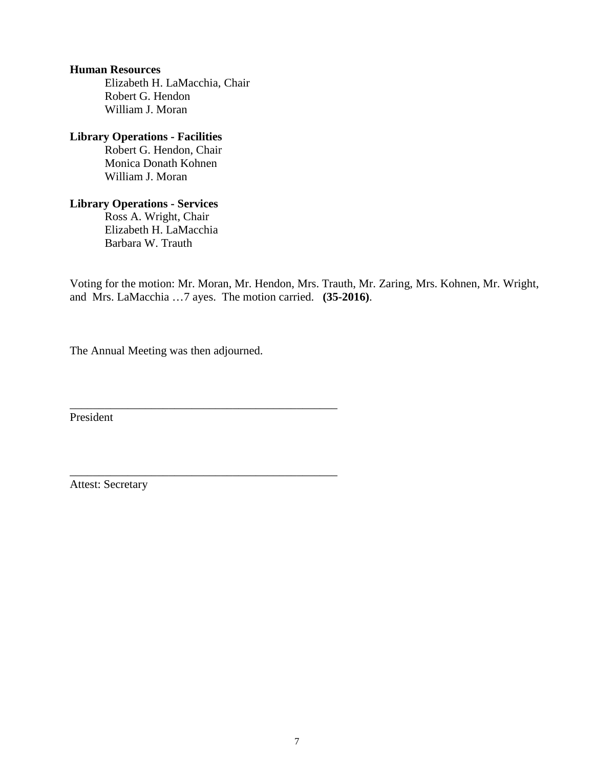**Human Resources**

Elizabeth H. LaMacchia, Chair
Robert G. Hendon
William J. Moran

**Library Operations - Facilities**

Robert G. Hendon, Chair
Monica Donath Kohnen
William J. Moran

**Library Operations - Services**

Ross A. Wright, Chair
Elizabeth H. LaMacchia
Barbara W. Trauth

Voting for the motion: Mr. Moran, Mr. Hendon, Mrs. Trauth, Mr. Zaring, Mrs. Kohnen, Mr. Wright, and Mrs. LaMacchia …7 ayes. The motion carried. **(35-2016)**.

The Annual Meeting was then adjourned.

_______________________________________________
President

_______________________________________________
Attest: Secretary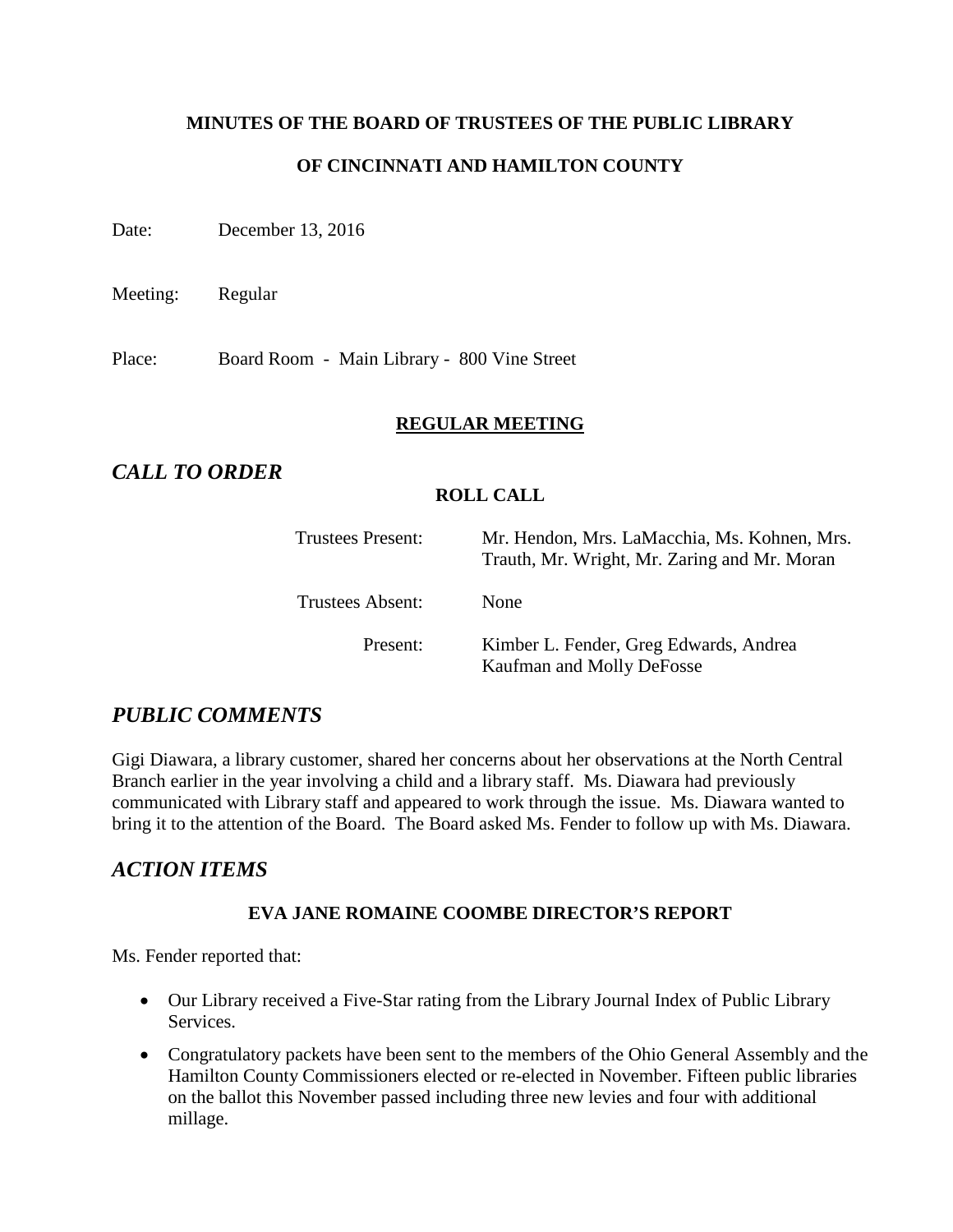**MINUTES OF THE BOARD OF TRUSTEES OF THE PUBLIC LIBRARY**

**OF CINCINNATI AND HAMILTON COUNTY**

Date: December 13, 2016

Meeting: Regular

Place: Board Room - Main Library - 800 Vine Street

**REGULAR MEETING**

## *CALL TO ORDER*

**ROLL CALL**

Trustees Present: Mr. Hendon, Mrs. LaMacchia, Ms. Kohnen, Mrs. Trauth, Mr. Wright, Mr. Zaring and Mr. Moran

Trustees Absent: None

Present: Kimber L. Fender, Greg Edwards, Andrea Kaufman and Molly DeFosse

## *PUBLIC COMMENTS*

Gigi Diawara, a library customer, shared her concerns about her observations at the North Central Branch earlier in the year involving a child and a library staff. Ms. Diawara had previously communicated with Library staff and appeared to work through the issue. Ms. Diawara wanted to bring it to the attention of the Board. The Board asked Ms. Fender to follow up with Ms. Diawara.

## *ACTION ITEMS*

**EVA JANE ROMAINE COOMBE DIRECTOR'S REPORT**

Ms. Fender reported that:

- Our Library received a Five-Star rating from the Library Journal Index of Public Library Services.
- Congratulatory packets have been sent to the members of the Ohio General Assembly and the Hamilton County Commissioners elected or re-elected in November. Fifteen public libraries on the ballot this November passed including three new levies and four with additional millage.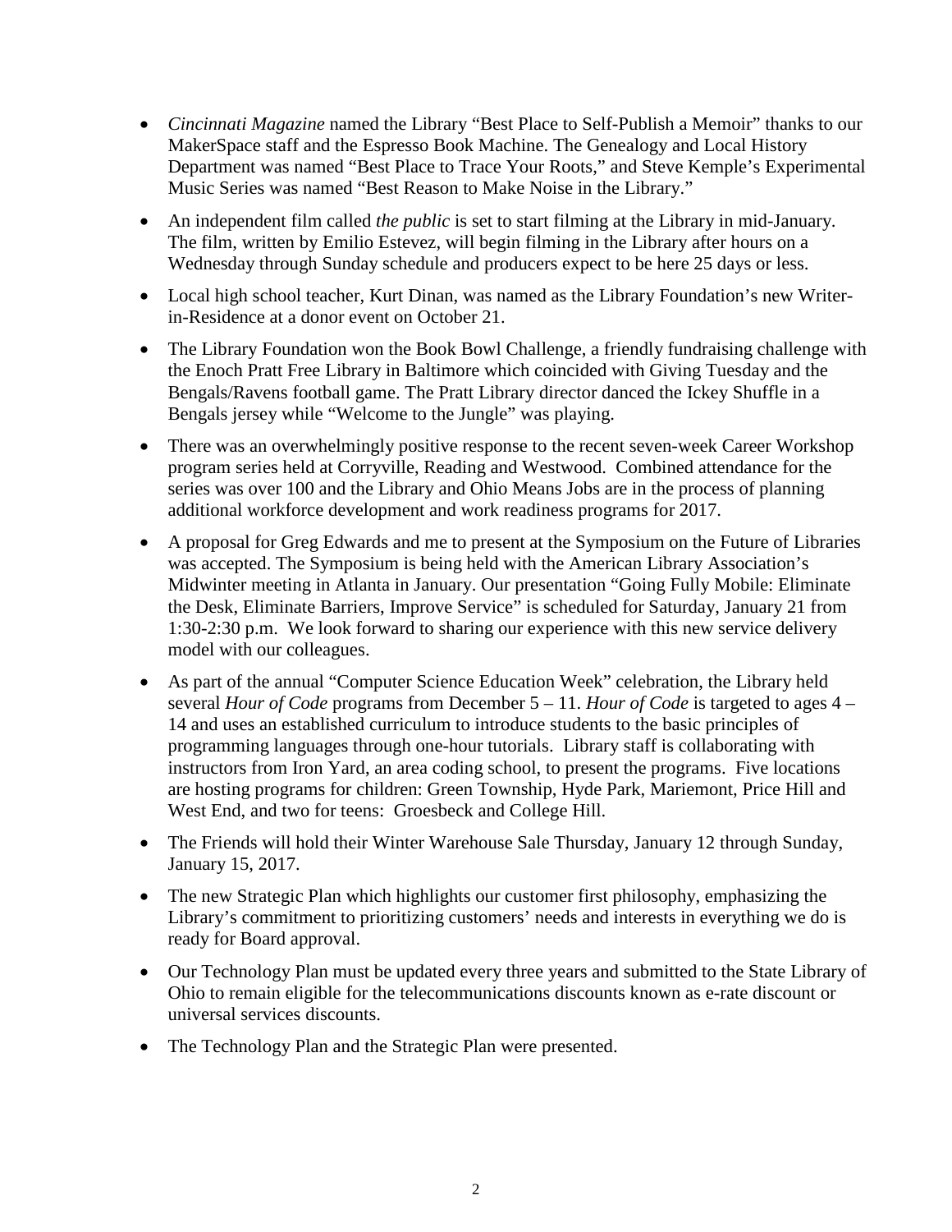- *Cincinnati Magazine* named the Library "Best Place to Self-Publish a Memoir" thanks to our MakerSpace staff and the Espresso Book Machine. The Genealogy and Local History Department was named "Best Place to Trace Your Roots," and Steve Kemple's Experimental Music Series was named "Best Reason to Make Noise in the Library."
- An independent film called *the public* is set to start filming at the Library in mid-January. The film, written by Emilio Estevez, will begin filming in the Library after hours on a Wednesday through Sunday schedule and producers expect to be here 25 days or less.
- Local high school teacher, Kurt Dinan, was named as the Library Foundation's new Writer-in-Residence at a donor event on October 21.
- The Library Foundation won the Book Bowl Challenge, a friendly fundraising challenge with the Enoch Pratt Free Library in Baltimore which coincided with Giving Tuesday and the Bengals/Ravens football game. The Pratt Library director danced the Ickey Shuffle in a Bengals jersey while "Welcome to the Jungle" was playing.
- There was an overwhelmingly positive response to the recent seven-week Career Workshop program series held at Corryville, Reading and Westwood. Combined attendance for the series was over 100 and the Library and Ohio Means Jobs are in the process of planning additional workforce development and work readiness programs for 2017.
- A proposal for Greg Edwards and me to present at the Symposium on the Future of Libraries was accepted. The Symposium is being held with the American Library Association's Midwinter meeting in Atlanta in January. Our presentation "Going Fully Mobile: Eliminate the Desk, Eliminate Barriers, Improve Service" is scheduled for Saturday, January 21 from 1:30-2:30 p.m. We look forward to sharing our experience with this new service delivery model with our colleagues.
- As part of the annual "Computer Science Education Week" celebration, the Library held several *Hour of Code* programs from December 5 – 11. *Hour of Code* is targeted to ages 4 – 14 and uses an established curriculum to introduce students to the basic principles of programming languages through one-hour tutorials. Library staff is collaborating with instructors from Iron Yard, an area coding school, to present the programs. Five locations are hosting programs for children: Green Township, Hyde Park, Mariemont, Price Hill and West End, and two for teens: Groesbeck and College Hill.
- The Friends will hold their Winter Warehouse Sale Thursday, January 12 through Sunday, January 15, 2017.
- The new Strategic Plan which highlights our customer first philosophy, emphasizing the Library's commitment to prioritizing customers' needs and interests in everything we do is ready for Board approval.
- Our Technology Plan must be updated every three years and submitted to the State Library of Ohio to remain eligible for the telecommunications discounts known as e-rate discount or universal services discounts.
- The Technology Plan and the Strategic Plan were presented.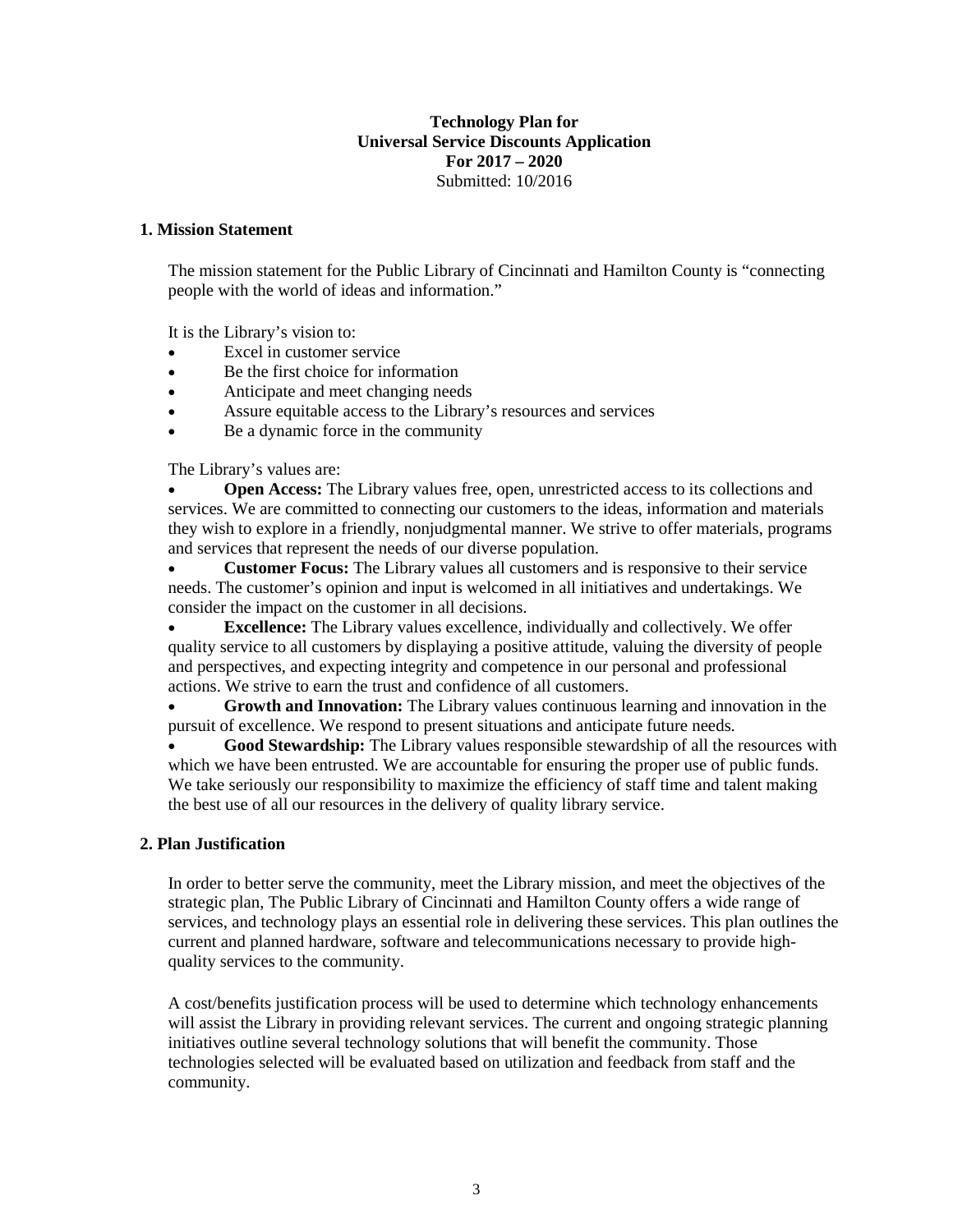**Technology Plan for**
**Universal Service Discounts Application**
**For 2017 – 2020**
Submitted: 10/2016

## 1. Mission Statement

The mission statement for the Public Library of Cincinnati and Hamilton County is "connecting people with the world of ideas and information."

It is the Library's vision to:

- Excel in customer service
- Be the first choice for information
- Anticipate and meet changing needs
- Assure equitable access to the Library's resources and services
- Be a dynamic force in the community

The Library's values are:

- **Open Access:** The Library values free, open, unrestricted access to its collections and services. We are committed to connecting our customers to the ideas, information and materials they wish to explore in a friendly, nonjudgmental manner. We strive to offer materials, programs and services that represent the needs of our diverse population.
- **Customer Focus:** The Library values all customers and is responsive to their service needs. The customer's opinion and input is welcomed in all initiatives and undertakings. We consider the impact on the customer in all decisions.
- **Excellence:** The Library values excellence, individually and collectively. We offer quality service to all customers by displaying a positive attitude, valuing the diversity of people and perspectives, and expecting integrity and competence in our personal and professional actions. We strive to earn the trust and confidence of all customers.
- **Growth and Innovation:** The Library values continuous learning and innovation in the pursuit of excellence. We respond to present situations and anticipate future needs.
- **Good Stewardship:** The Library values responsible stewardship of all the resources with which we have been entrusted. We are accountable for ensuring the proper use of public funds. We take seriously our responsibility to maximize the efficiency of staff time and talent making the best use of all our resources in the delivery of quality library service.

## 2. Plan Justification

In order to better serve the community, meet the Library mission, and meet the objectives of the strategic plan, The Public Library of Cincinnati and Hamilton County offers a wide range of services, and technology plays an essential role in delivering these services. This plan outlines the current and planned hardware, software and telecommunications necessary to provide high-quality services to the community.

A cost/benefits justification process will be used to determine which technology enhancements will assist the Library in providing relevant services. The current and ongoing strategic planning initiatives outline several technology solutions that will benefit the community. Those technologies selected will be evaluated based on utilization and feedback from staff and the community.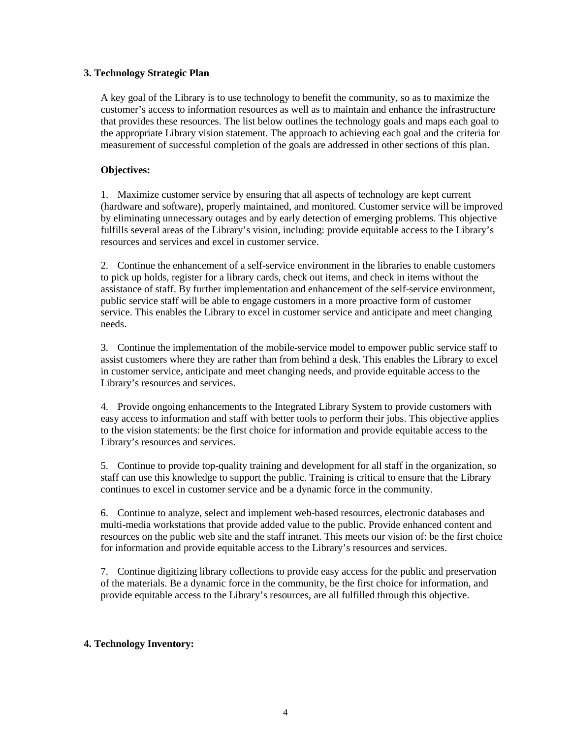## 3. Technology Strategic Plan

A key goal of the Library is to use technology to benefit the community, so as to maximize the customer's access to information resources as well as to maintain and enhance the infrastructure that provides these resources. The list below outlines the technology goals and maps each goal to the appropriate Library vision statement. The approach to achieving each goal and the criteria for measurement of successful completion of the goals are addressed in other sections of this plan.

**Objectives:**

1. Maximize customer service by ensuring that all aspects of technology are kept current (hardware and software), properly maintained, and monitored. Customer service will be improved by eliminating unnecessary outages and by early detection of emerging problems. This objective fulfills several areas of the Library's vision, including: provide equitable access to the Library's resources and services and excel in customer service.

2. Continue the enhancement of a self-service environment in the libraries to enable customers to pick up holds, register for a library cards, check out items, and check in items without the assistance of staff. By further implementation and enhancement of the self-service environment, public service staff will be able to engage customers in a more proactive form of customer service. This enables the Library to excel in customer service and anticipate and meet changing needs.

3. Continue the implementation of the mobile-service model to empower public service staff to assist customers where they are rather than from behind a desk. This enables the Library to excel in customer service, anticipate and meet changing needs, and provide equitable access to the Library's resources and services.

4. Provide ongoing enhancements to the Integrated Library System to provide customers with easy access to information and staff with better tools to perform their jobs. This objective applies to the vision statements: be the first choice for information and provide equitable access to the Library's resources and services.

5. Continue to provide top-quality training and development for all staff in the organization, so staff can use this knowledge to support the public. Training is critical to ensure that the Library continues to excel in customer service and be a dynamic force in the community.

6. Continue to analyze, select and implement web-based resources, electronic databases and multi-media workstations that provide added value to the public. Provide enhanced content and resources on the public web site and the staff intranet. This meets our vision of: be the first choice for information and provide equitable access to the Library's resources and services.

7. Continue digitizing library collections to provide easy access for the public and preservation of the materials. Be a dynamic force in the community, be the first choice for information, and provide equitable access to the Library's resources, are all fulfilled through this objective.

## 4. Technology Inventory: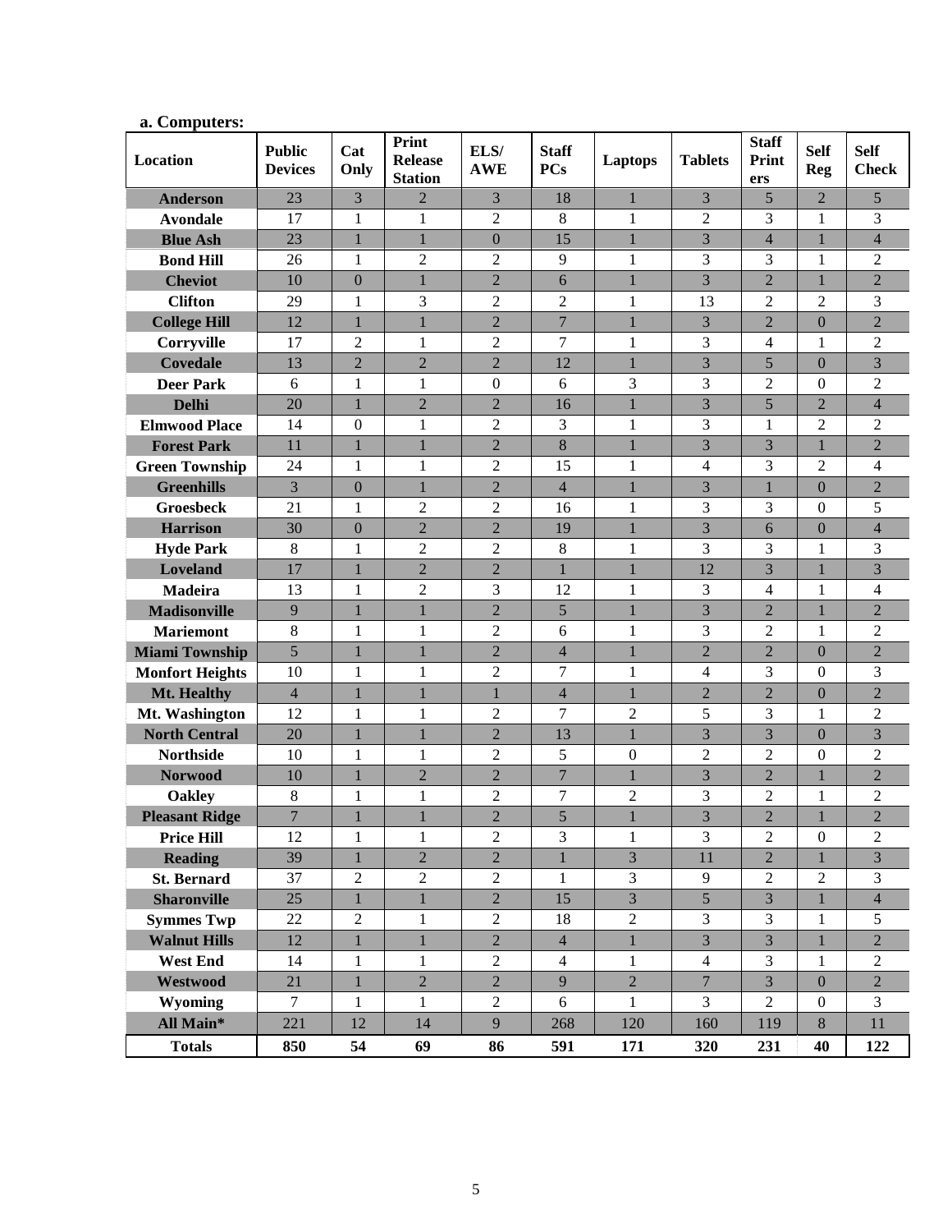**a. Computers:**

| Location | Public Devices | Cat Only | Print Release Station | ELS/ AWE | Staff PCs | Laptops | Tablets | Staff Printers | Self Reg | Self Check |
|---|---|---|---|---|---|---|---|---|---|---|
| Anderson | 23 | 3 | 2 | 3 | 18 | 1 | 3 | 5 | 2 | 5 |
| Avondale | 17 | 1 | 1 | 2 | 8 | 1 | 2 | 3 | 1 | 3 |
| Blue Ash | 23 | 1 | 1 | 0 | 15 | 1 | 3 | 4 | 1 | 4 |
| Bond Hill | 26 | 1 | 2 | 2 | 9 | 1 | 3 | 3 | 1 | 2 |
| Cheviot | 10 | 0 | 1 | 2 | 6 | 1 | 3 | 2 | 1 | 2 |
| Clifton | 29 | 1 | 3 | 2 | 2 | 1 | 13 | 2 | 2 | 3 |
| College Hill | 12 | 1 | 1 | 2 | 7 | 1 | 3 | 2 | 0 | 2 |
| Corryville | 17 | 2 | 1 | 2 | 7 | 1 | 3 | 4 | 1 | 2 |
| Covedale | 13 | 2 | 2 | 2 | 12 | 1 | 3 | 5 | 0 | 3 |
| Deer Park | 6 | 1 | 1 | 0 | 6 | 3 | 3 | 2 | 0 | 2 |
| Delhi | 20 | 1 | 2 | 2 | 16 | 1 | 3 | 5 | 2 | 4 |
| Elmwood Place | 14 | 0 | 1 | 2 | 3 | 1 | 3 | 1 | 2 | 2 |
| Forest Park | 11 | 1 | 1 | 2 | 8 | 1 | 3 | 3 | 1 | 2 |
| Green Township | 24 | 1 | 1 | 2 | 15 | 1 | 4 | 3 | 2 | 4 |
| Greenhills | 3 | 0 | 1 | 2 | 4 | 1 | 3 | 1 | 0 | 2 |
| Groesbeck | 21 | 1 | 2 | 2 | 16 | 1 | 3 | 3 | 0 | 5 |
| Harrison | 30 | 0 | 2 | 2 | 19 | 1 | 3 | 6 | 0 | 4 |
| Hyde Park | 8 | 1 | 2 | 2 | 8 | 1 | 3 | 3 | 1 | 3 |
| Loveland | 17 | 1 | 2 | 2 | 1 | 1 | 12 | 3 | 1 | 3 |
| Madeira | 13 | 1 | 2 | 3 | 12 | 1 | 3 | 4 | 1 | 4 |
| Madisonville | 9 | 1 | 1 | 2 | 5 | 1 | 3 | 2 | 1 | 2 |
| Mariemont | 8 | 1 | 1 | 2 | 6 | 1 | 3 | 2 | 1 | 2 |
| Miami Township | 5 | 1 | 1 | 2 | 4 | 1 | 2 | 2 | 0 | 2 |
| Monfort Heights | 10 | 1 | 1 | 2 | 7 | 1 | 4 | 3 | 0 | 3 |
| Mt. Healthy | 4 | 1 | 1 | 1 | 4 | 1 | 2 | 2 | 0 | 2 |
| Mt. Washington | 12 | 1 | 1 | 2 | 7 | 2 | 5 | 3 | 1 | 2 |
| North Central | 20 | 1 | 1 | 2 | 13 | 1 | 3 | 3 | 0 | 3 |
| Northside | 10 | 1 | 1 | 2 | 5 | 0 | 2 | 2 | 0 | 2 |
| Norwood | 10 | 1 | 2 | 2 | 7 | 1 | 3 | 2 | 1 | 2 |
| Oakley | 8 | 1 | 1 | 2 | 7 | 2 | 3 | 2 | 1 | 2 |
| Pleasant Ridge | 7 | 1 | 1 | 2 | 5 | 1 | 3 | 2 | 1 | 2 |
| Price Hill | 12 | 1 | 1 | 2 | 3 | 1 | 3 | 2 | 0 | 2 |
| Reading | 39 | 1 | 2 | 2 | 1 | 3 | 11 | 2 | 1 | 3 |
| St. Bernard | 37 | 2 | 2 | 2 | 1 | 3 | 9 | 2 | 2 | 3 |
| Sharonville | 25 | 1 | 1 | 2 | 15 | 3 | 5 | 3 | 1 | 4 |
| Symmes Twp | 22 | 2 | 1 | 2 | 18 | 2 | 3 | 3 | 1 | 5 |
| Walnut Hills | 12 | 1 | 1 | 2 | 4 | 1 | 3 | 3 | 1 | 2 |
| West End | 14 | 1 | 1 | 2 | 4 | 1 | 4 | 3 | 1 | 2 |
| Westwood | 21 | 1 | 2 | 2 | 9 | 2 | 7 | 3 | 0 | 2 |
| Wyoming | 7 | 1 | 1 | 2 | 6 | 1 | 3 | 2 | 0 | 3 |
| All Main* | 221 | 12 | 14 | 9 | 268 | 120 | 160 | 119 | 8 | 11 |
| **Totals** | **850** | **54** | **69** | **86** | **591** | **171** | **320** | **231** | **40** | **122** |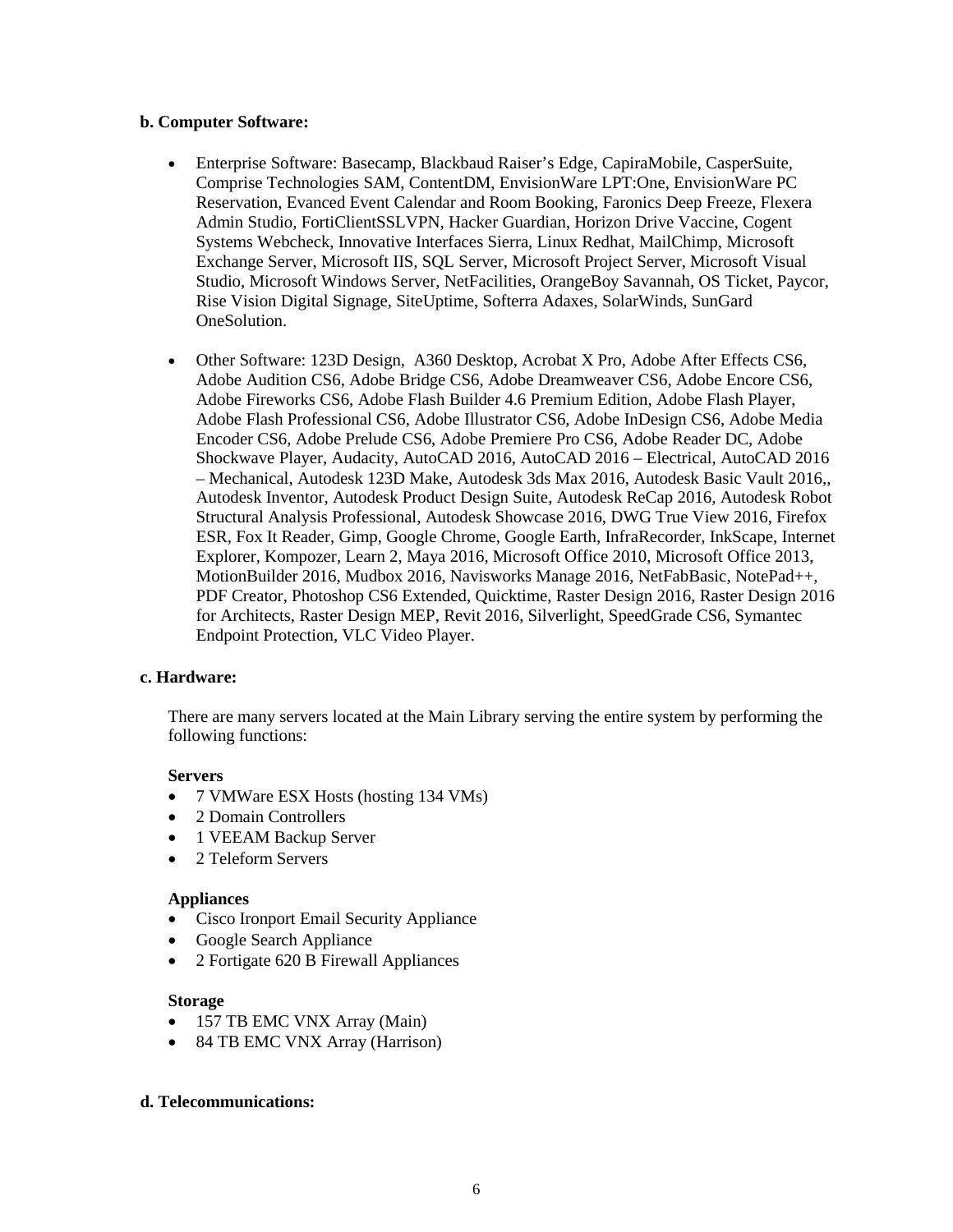**b. Computer Software:**

- Enterprise Software: Basecamp, Blackbaud Raiser's Edge, CapiraMobile, CasperSuite, Comprise Technologies SAM, ContentDM, EnvisionWare LPT:One, EnvisionWare PC Reservation, Evanced Event Calendar and Room Booking, Faronics Deep Freeze, Flexera Admin Studio, FortiClientSSLVPN, Hacker Guardian, Horizon Drive Vaccine, Cogent Systems Webcheck, Innovative Interfaces Sierra, Linux Redhat, MailChimp, Microsoft Exchange Server, Microsoft IIS, SQL Server, Microsoft Project Server, Microsoft Visual Studio, Microsoft Windows Server, NetFacilities, OrangeBoy Savannah, OS Ticket, Paycor, Rise Vision Digital Signage, SiteUptime, Softerra Adaxes, SolarWinds, SunGard OneSolution.

- Other Software: 123D Design, A360 Desktop, Acrobat X Pro, Adobe After Effects CS6, Adobe Audition CS6, Adobe Bridge CS6, Adobe Dreamweaver CS6, Adobe Encore CS6, Adobe Fireworks CS6, Adobe Flash Builder 4.6 Premium Edition, Adobe Flash Player, Adobe Flash Professional CS6, Adobe Illustrator CS6, Adobe InDesign CS6, Adobe Media Encoder CS6, Adobe Prelude CS6, Adobe Premiere Pro CS6, Adobe Reader DC, Adobe Shockwave Player, Audacity, AutoCAD 2016, AutoCAD 2016 – Electrical, AutoCAD 2016 – Mechanical, Autodesk 123D Make, Autodesk 3ds Max 2016, Autodesk Basic Vault 2016,, Autodesk Inventor, Autodesk Product Design Suite, Autodesk ReCap 2016, Autodesk Robot Structural Analysis Professional, Autodesk Showcase 2016, DWG True View 2016, Firefox ESR, Fox It Reader, Gimp, Google Chrome, Google Earth, InfraRecorder, InkScape, Internet Explorer, Kompozer, Learn 2, Maya 2016, Microsoft Office 2010, Microsoft Office 2013, MotionBuilder 2016, Mudbox 2016, Navisworks Manage 2016, NetFabBasic, NotePad++, PDF Creator, Photoshop CS6 Extended, Quicktime, Raster Design 2016, Raster Design 2016 for Architects, Raster Design MEP, Revit 2016, Silverlight, SpeedGrade CS6, Symantec Endpoint Protection, VLC Video Player.

**c. Hardware:**

There are many servers located at the Main Library serving the entire system by performing the following functions:

**Servers**

- 7 VMWare ESX Hosts (hosting 134 VMs)
- 2 Domain Controllers
- 1 VEEAM Backup Server
- 2 Teleform Servers

**Appliances**

- Cisco Ironport Email Security Appliance
- Google Search Appliance
- 2 Fortigate 620 B Firewall Appliances

**Storage**

- 157 TB EMC VNX Array (Main)
- 84 TB EMC VNX Array (Harrison)

**d. Telecommunications:**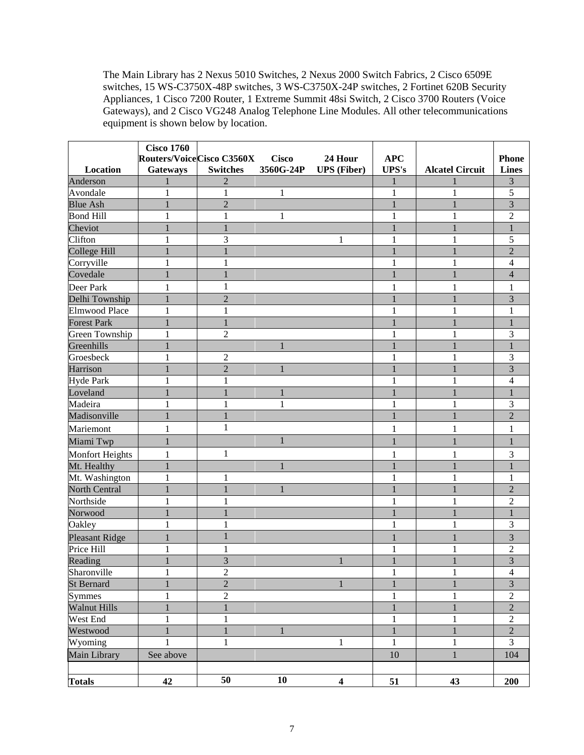The Main Library has 2 Nexus 5010 Switches, 2 Nexus 2000 Switch Fabrics, 2 Cisco 6509E switches, 15 WS-C3750X-48P switches, 3 WS-C3750X-24P switches, 2 Fortinet 620B Security Appliances, 1 Cisco 7200 Router, 1 Extreme Summit 48si Switch, 2 Cisco 3700 Routers (Voice Gateways), and 2 Cisco VG248 Analog Telephone Line Modules. All other telecommunications equipment is shown below by location.

| Location | Cisco 1760 Routers/Voice Gateways | Cisco C3560X Switches | Cisco 3560G-24P | 24 Hour UPS (Fiber) | APC UPS's | Alcatel Circuit | Phone Lines |
|---|---|---|---|---|---|---|---|
| Anderson | 1 | 2 | | | 1 | 1 | 3 |
| Avondale | 1 | 1 | 1 | | 1 | 1 | 5 |
| Blue Ash | 1 | 2 | | | 1 | 1 | 3 |
| Bond Hill | 1 | 1 | 1 | | 1 | 1 | 2 |
| Cheviot | 1 | 1 | | | 1 | 1 | 1 |
| Clifton | 1 | 3 | | 1 | 1 | 1 | 5 |
| College Hill | 1 | 1 | | | 1 | 1 | 2 |
| Corryville | 1 | 1 | | | 1 | 1 | 4 |
| Covedale | 1 | 1 | | | 1 | 1 | 4 |
| Deer Park | 1 | 1 | | | 1 | 1 | 1 |
| Delhi Township | 1 | 2 | | | 1 | 1 | 3 |
| Elmwood Place | 1 | 1 | | | 1 | 1 | 1 |
| Forest Park | 1 | 1 | | | 1 | 1 | 1 |
| Green Township | 1 | 2 | | | 1 | 1 | 3 |
| Greenhills | 1 | | 1 | | 1 | 1 | 1 |
| Groesbeck | 1 | 2 | | | 1 | 1 | 3 |
| Harrison | 1 | 2 | 1 | | 1 | 1 | 3 |
| Hyde Park | 1 | 1 | | | 1 | 1 | 4 |
| Loveland | 1 | 1 | 1 | | 1 | 1 | 1 |
| Madeira | 1 | 1 | 1 | | 1 | 1 | 3 |
| Madisonville | 1 | 1 | | | 1 | 1 | 2 |
| Mariemont | 1 | 1 | | | 1 | 1 | 1 |
| Miami Twp | 1 | | 1 | | 1 | 1 | 1 |
| Monfort Heights | 1 | 1 | | | 1 | 1 | 3 |
| Mt. Healthy | 1 | | 1 | | 1 | 1 | 1 |
| Mt. Washington | 1 | 1 | | | 1 | 1 | 1 |
| North Central | 1 | 1 | 1 | | 1 | 1 | 2 |
| Northside | 1 | 1 | | | 1 | 1 | 2 |
| Norwood | 1 | 1 | | | 1 | 1 | 1 |
| Oakley | 1 | 1 | | | 1 | 1 | 3 |
| Pleasant Ridge | 1 | 1 | | | 1 | 1 | 3 |
| Price Hill | 1 | 1 | | | 1 | 1 | 2 |
| Reading | 1 | 3 | | 1 | 1 | 1 | 3 |
| Sharonville | 1 | 2 | | | 1 | 1 | 4 |
| St Bernard | 1 | 2 | | 1 | 1 | 1 | 3 |
| Symmes | 1 | 2 | | | 1 | 1 | 2 |
| Walnut Hills | 1 | 1 | | | 1 | 1 | 2 |
| West End | 1 | 1 | | | 1 | 1 | 2 |
| Westwood | 1 | 1 | 1 | | 1 | 1 | 2 |
| Wyoming | 1 | 1 | | 1 | 1 | 1 | 3 |
| Main Library | See above | | | | 10 | 1 | 104 |
| | | | | | | | |
| **Totals** | **42** | **50** | **10** | **4** | **51** | **43** | **200** |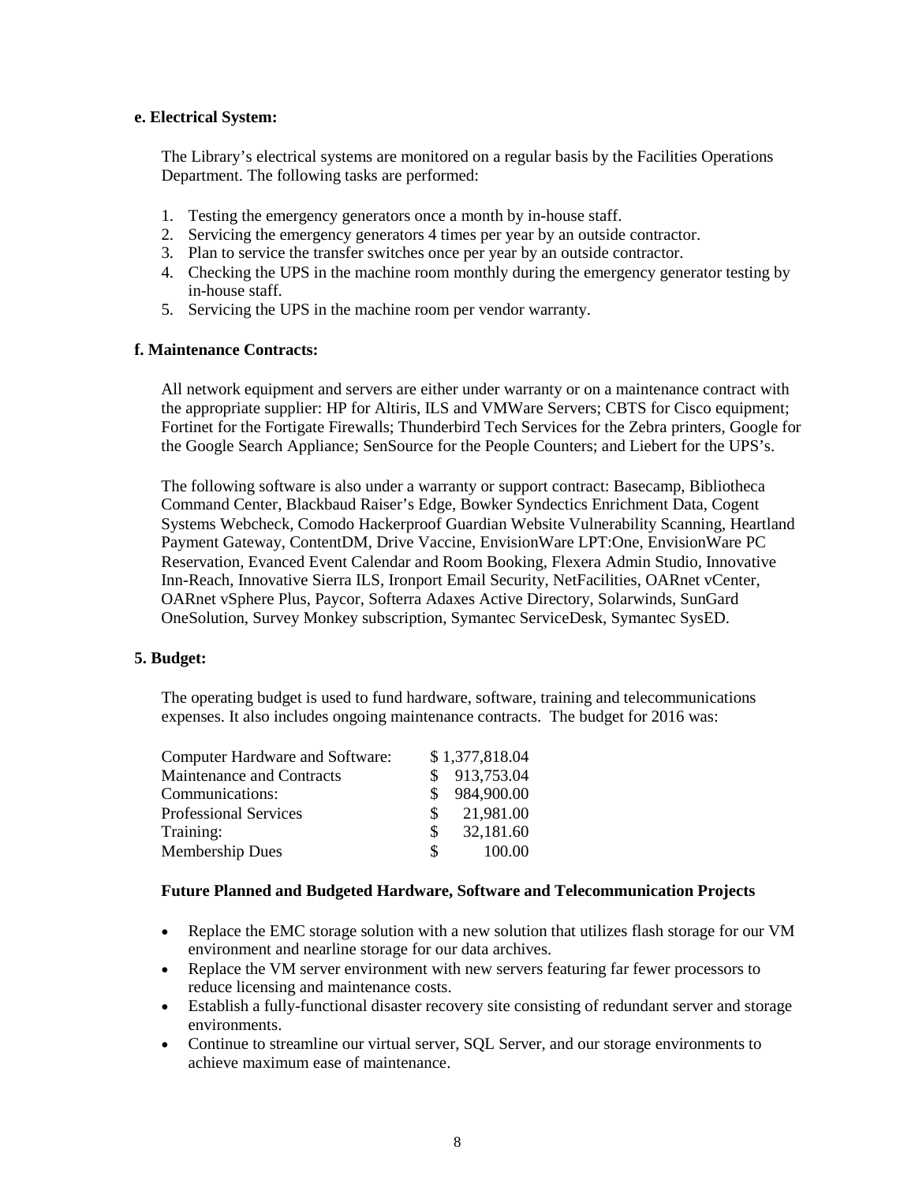**e. Electrical System:**

The Library's electrical systems are monitored on a regular basis by the Facilities Operations Department. The following tasks are performed:

1. Testing the emergency generators once a month by in-house staff.
2. Servicing the emergency generators 4 times per year by an outside contractor.
3. Plan to service the transfer switches once per year by an outside contractor.
4. Checking the UPS in the machine room monthly during the emergency generator testing by in-house staff.
5. Servicing the UPS in the machine room per vendor warranty.

**f. Maintenance Contracts:**

All network equipment and servers are either under warranty or on a maintenance contract with the appropriate supplier: HP for Altiris, ILS and VMWare Servers; CBTS for Cisco equipment; Fortinet for the Fortigate Firewalls; Thunderbird Tech Services for the Zebra printers, Google for the Google Search Appliance; SenSource for the People Counters; and Liebert for the UPS's.

The following software is also under a warranty or support contract: Basecamp, Bibliotheca Command Center, Blackbaud Raiser's Edge, Bowker Syndectics Enrichment Data, Cogent Systems Webcheck, Comodo Hackerproof Guardian Website Vulnerability Scanning, Heartland Payment Gateway, ContentDM, Drive Vaccine, EnvisionWare LPT:One, EnvisionWare PC Reservation, Evanced Event Calendar and Room Booking, Flexera Admin Studio, Innovative Inn-Reach, Innovative Sierra ILS, Ironport Email Security, NetFacilities, OARnet vCenter, OARnet vSphere Plus, Paycor, Softerra Adaxes Active Directory, Solarwinds, SunGard OneSolution, Survey Monkey subscription, Symantec ServiceDesk, Symantec SysED.

**5. Budget:**

The operating budget is used to fund hardware, software, training and telecommunications expenses. It also includes ongoing maintenance contracts. The budget for 2016 was:

| | |
|---|---|
| Computer Hardware and Software: | $ 1,377,818.04 |
| Maintenance and Contracts | $ 913,753.04 |
| Communications: | $ 984,900.00 |
| Professional Services | $ 21,981.00 |
| Training: | $ 32,181.60 |
| Membership Dues | $ 100.00 |

**Future Planned and Budgeted Hardware, Software and Telecommunication Projects**

- Replace the EMC storage solution with a new solution that utilizes flash storage for our VM environment and nearline storage for our data archives.
- Replace the VM server environment with new servers featuring far fewer processors to reduce licensing and maintenance costs.
- Establish a fully-functional disaster recovery site consisting of redundant server and storage environments.
- Continue to streamline our virtual server, SQL Server, and our storage environments to achieve maximum ease of maintenance.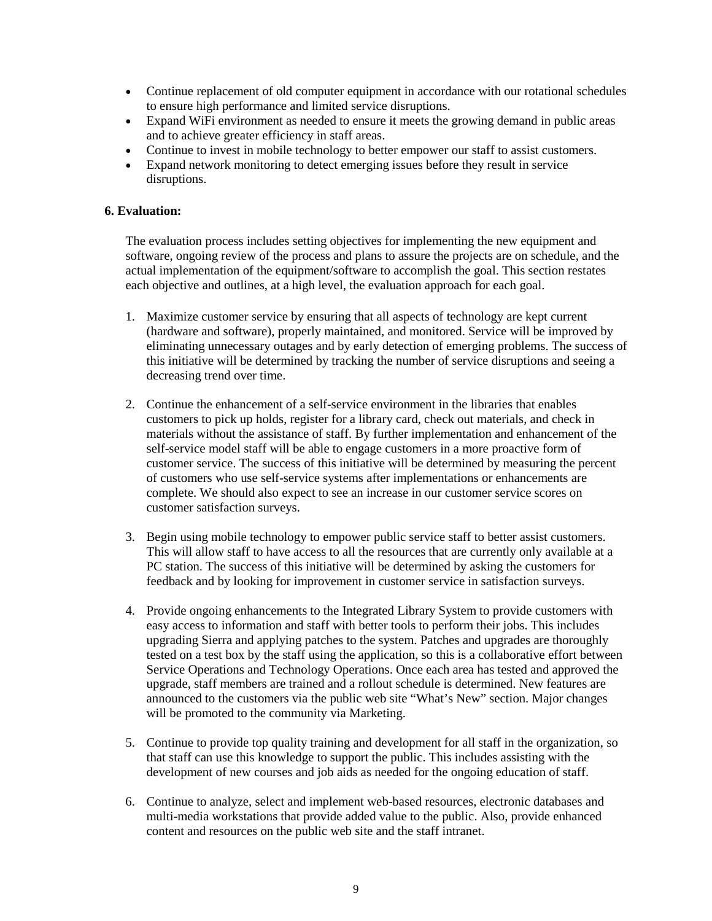- Continue replacement of old computer equipment in accordance with our rotational schedules to ensure high performance and limited service disruptions.
- Expand WiFi environment as needed to ensure it meets the growing demand in public areas and to achieve greater efficiency in staff areas.
- Continue to invest in mobile technology to better empower our staff to assist customers.
- Expand network monitoring to detect emerging issues before they result in service disruptions.

### 6. Evaluation:

The evaluation process includes setting objectives for implementing the new equipment and software, ongoing review of the process and plans to assure the projects are on schedule, and the actual implementation of the equipment/software to accomplish the goal. This section restates each objective and outlines, at a high level, the evaluation approach for each goal.

1. Maximize customer service by ensuring that all aspects of technology are kept current (hardware and software), properly maintained, and monitored. Service will be improved by eliminating unnecessary outages and by early detection of emerging problems. The success of this initiative will be determined by tracking the number of service disruptions and seeing a decreasing trend over time.

2. Continue the enhancement of a self-service environment in the libraries that enables customers to pick up holds, register for a library card, check out materials, and check in materials without the assistance of staff. By further implementation and enhancement of the self-service model staff will be able to engage customers in a more proactive form of customer service. The success of this initiative will be determined by measuring the percent of customers who use self-service systems after implementations or enhancements are complete. We should also expect to see an increase in our customer service scores on customer satisfaction surveys.

3. Begin using mobile technology to empower public service staff to better assist customers. This will allow staff to have access to all the resources that are currently only available at a PC station. The success of this initiative will be determined by asking the customers for feedback and by looking for improvement in customer service in satisfaction surveys.

4. Provide ongoing enhancements to the Integrated Library System to provide customers with easy access to information and staff with better tools to perform their jobs. This includes upgrading Sierra and applying patches to the system. Patches and upgrades are thoroughly tested on a test box by the staff using the application, so this is a collaborative effort between Service Operations and Technology Operations. Once each area has tested and approved the upgrade, staff members are trained and a rollout schedule is determined. New features are announced to the customers via the public web site "What's New" section. Major changes will be promoted to the community via Marketing.

5. Continue to provide top quality training and development for all staff in the organization, so that staff can use this knowledge to support the public. This includes assisting with the development of new courses and job aids as needed for the ongoing education of staff.

6. Continue to analyze, select and implement web-based resources, electronic databases and multi-media workstations that provide added value to the public. Also, provide enhanced content and resources on the public web site and the staff intranet.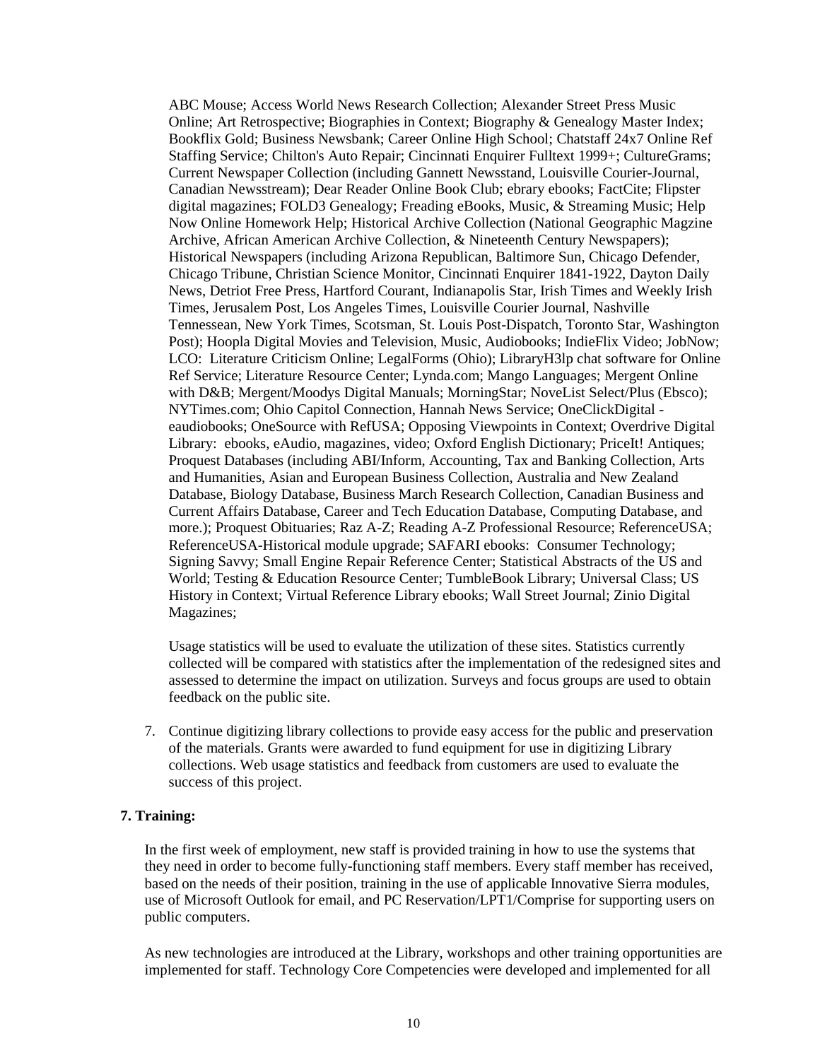ABC Mouse; Access World News Research Collection; Alexander Street Press Music Online; Art Retrospective; Biographies in Context; Biography & Genealogy Master Index; Bookflix Gold; Business Newsbank; Career Online High School; Chatstaff 24x7 Online Ref Staffing Service; Chilton's Auto Repair; Cincinnati Enquirer Fulltext 1999+; CultureGrams; Current Newspaper Collection (including Gannett Newsstand, Louisville Courier-Journal, Canadian Newsstream); Dear Reader Online Book Club; ebrary ebooks; FactCite; Flipster digital magazines; FOLD3 Genealogy; Freading eBooks, Music, & Streaming Music; Help Now Online Homework Help; Historical Archive Collection (National Geographic Magzine Archive, African American Archive Collection, & Nineteenth Century Newspapers); Historical Newspapers (including Arizona Republican, Baltimore Sun, Chicago Defender, Chicago Tribune, Christian Science Monitor, Cincinnati Enquirer 1841-1922, Dayton Daily News, Detriot Free Press, Hartford Courant, Indianapolis Star, Irish Times and Weekly Irish Times, Jerusalem Post, Los Angeles Times, Louisville Courier Journal, Nashville Tennessean, New York Times, Scotsman, St. Louis Post-Dispatch, Toronto Star, Washington Post); Hoopla Digital Movies and Television, Music, Audiobooks; IndieFlix Video; JobNow; LCO: Literature Criticism Online; LegalForms (Ohio); LibraryH3lp chat software for Online Ref Service; Literature Resource Center; Lynda.com; Mango Languages; Mergent Online with D&B; Mergent/Moodys Digital Manuals; MorningStar; NoveList Select/Plus (Ebsco); NYTimes.com; Ohio Capitol Connection, Hannah News Service; OneClickDigital - eaudiobooks; OneSource with RefUSA; Opposing Viewpoints in Context; Overdrive Digital Library: ebooks, eAudio, magazines, video; Oxford English Dictionary; PriceIt! Antiques; Proquest Databases (including ABI/Inform, Accounting, Tax and Banking Collection, Arts and Humanities, Asian and European Business Collection, Australia and New Zealand Database, Biology Database, Business March Research Collection, Canadian Business and Current Affairs Database, Career and Tech Education Database, Computing Database, and more.); Proquest Obituaries; Raz A-Z; Reading A-Z Professional Resource; ReferenceUSA; ReferenceUSA-Historical module upgrade; SAFARI ebooks: Consumer Technology; Signing Savvy; Small Engine Repair Reference Center; Statistical Abstracts of the US and World; Testing & Education Resource Center; TumbleBook Library; Universal Class; US History in Context; Virtual Reference Library ebooks; Wall Street Journal; Zinio Digital Magazines;

Usage statistics will be used to evaluate the utilization of these sites. Statistics currently collected will be compared with statistics after the implementation of the redesigned sites and assessed to determine the impact on utilization. Surveys and focus groups are used to obtain feedback on the public site.

7. Continue digitizing library collections to provide easy access for the public and preservation of the materials. Grants were awarded to fund equipment for use in digitizing Library collections. Web usage statistics and feedback from customers are used to evaluate the success of this project.

**7. Training:**

In the first week of employment, new staff is provided training in how to use the systems that they need in order to become fully-functioning staff members. Every staff member has received, based on the needs of their position, training in the use of applicable Innovative Sierra modules, use of Microsoft Outlook for email, and PC Reservation/LPT1/Comprise for supporting users on public computers.

As new technologies are introduced at the Library, workshops and other training opportunities are implemented for staff. Technology Core Competencies were developed and implemented for all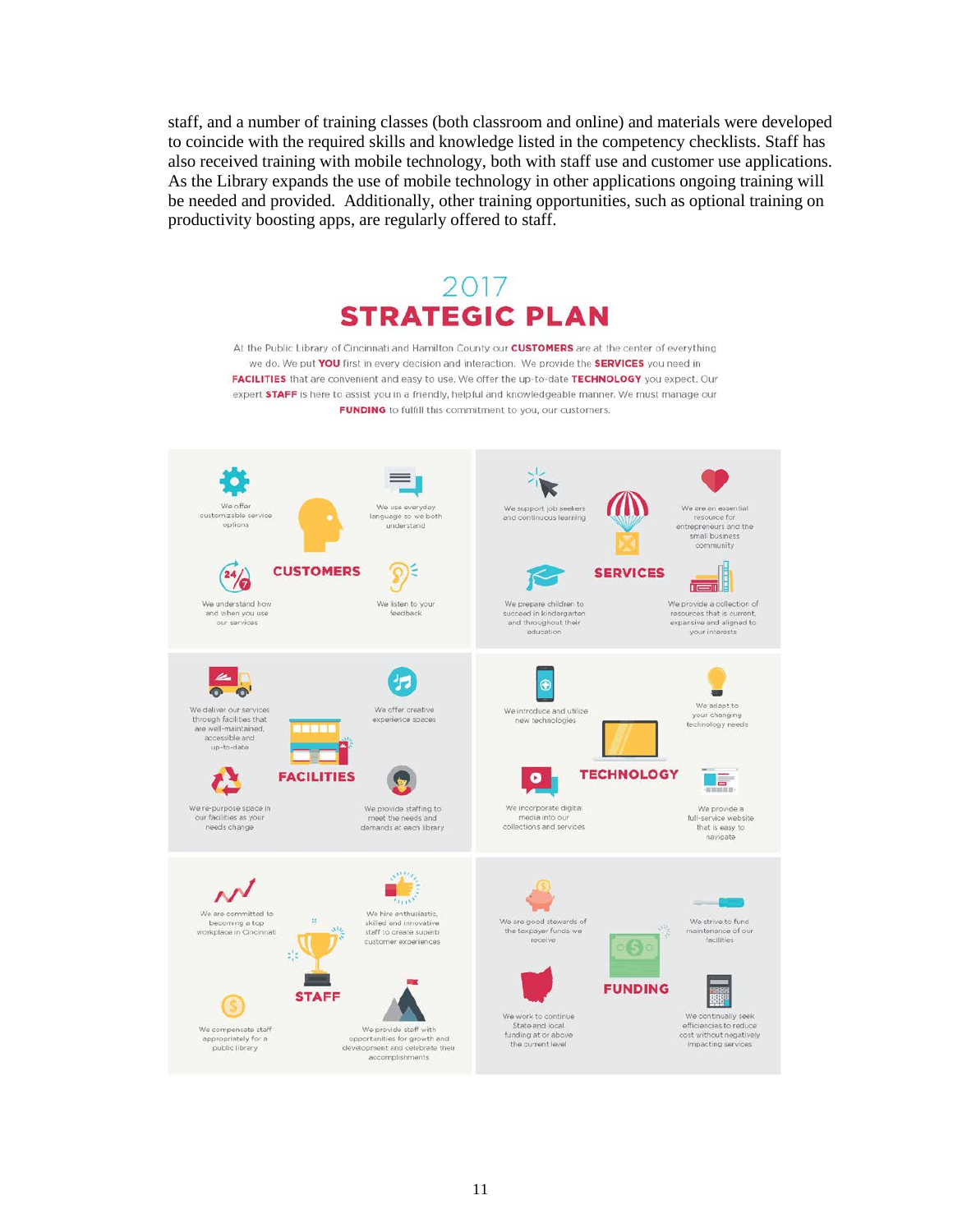staff, and a number of training classes (both classroom and online) and materials were developed to coincide with the required skills and knowledge listed in the competency checklists. Staff has also received training with mobile technology, both with staff use and customer use applications. As the Library expands the use of mobile technology in other applications ongoing training will be needed and provided. Additionally, other training opportunities, such as optional training on productivity boosting apps, are regularly offered to staff.

## 2017
# STRATEGIC PLAN

At the Public Library of Cincinnati and Hamilton County our **CUSTOMERS** are at the center of everything we do. We put **YOU** first in every decision and interaction. We provide the **SERVICES** you need in **FACILITIES** that are convenient and easy to use. We offer the up-to-date **TECHNOLOGY** you expect. Our expert **STAFF** is here to assist you in a friendly, helpful and knowledgeable manner. We must manage our **FUNDING** to fulfill this commitment to you, our customers.

### CUSTOMERS

- We offer customizable service options
- We use everyday language so we both understand
- We understand how and when you use our services
- We listen to your feedback

### SERVICES

- We support job seekers and continuous learning
- We are an essential resource for entrepreneurs and the small business community
- We prepare children to succeed in kindergarten and throughout their education
- We provide a collection of resources that is current, expansive and aligned to your interests

### FACILITIES

- We deliver our services through facilities that are well-maintained, accessible and up-to-date
- We offer creative experience spaces
- We re-purpose space in our facilities as your needs change
- We provide staffing to meet the needs and demands at each library

### TECHNOLOGY

- We introduce and utilize new technologies
- We adapt to your changing technology needs
- We incorporate digital media into our collections and services
- We provide a full-service website that is easy to navigate

### STAFF

- We are committed to becoming a top workplace in Cincinnati
- We hire enthusiastic, skilled and innovative staff to create superb customer experiences
- We compensate staff appropriately for a public library
- We provide staff with opportunities for growth and development and celebrate their accomplishments

### FUNDING

- We are good stewards of the taxpayer funds we receive
- We strive to fund maintenance of our facilities
- We work to continue State and local funding at or above the current level
- We continually seek efficiencies to reduce cost without negatively impacting services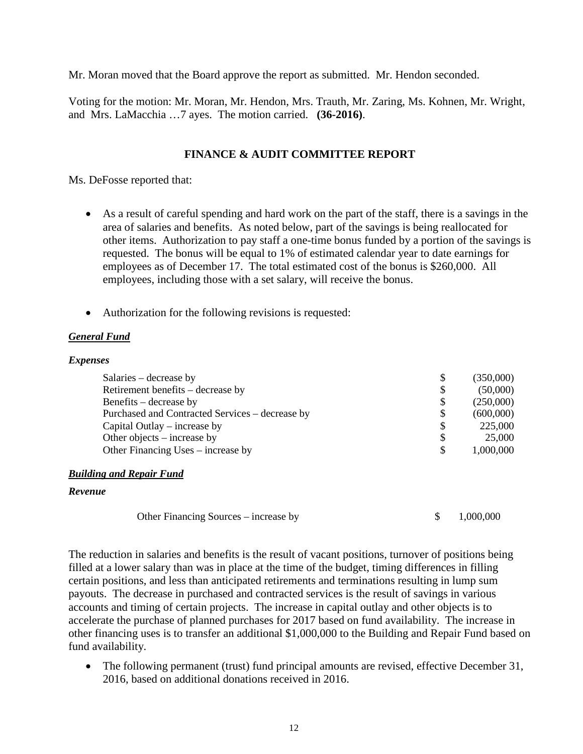Mr. Moran moved that the Board approve the report as submitted. Mr. Hendon seconded.

Voting for the motion: Mr. Moran, Mr. Hendon, Mrs. Trauth, Mr. Zaring, Ms. Kohnen, Mr. Wright, and Mrs. LaMacchia …7 ayes. The motion carried. **(36-2016)**.

## FINANCE & AUDIT COMMITTEE REPORT

Ms. DeFosse reported that:

- As a result of careful spending and hard work on the part of the staff, there is a savings in the area of salaries and benefits. As noted below, part of the savings is being reallocated for other items. Authorization to pay staff a one-time bonus funded by a portion of the savings is requested. The bonus will be equal to 1% of estimated calendar year to date earnings for employees as of December 17. The total estimated cost of the bonus is $260,000. All employees, including those with a set salary, will receive the bonus.

- Authorization for the following revisions is requested:

***General Fund***

***Expenses***

| | | |
|---|---|---|
| Salaries – decrease by | $ | (350,000) |
| Retirement benefits – decrease by | $ | (50,000) |
| Benefits – decrease by | $ | (250,000) |
| Purchased and Contracted Services – decrease by | $ | (600,000) |
| Capital Outlay – increase by | $ | 225,000 |
| Other objects – increase by | $ | 25,000 |
| Other Financing Uses – increase by | $ | 1,000,000 |

***Building and Repair Fund***

***Revenue***

| | | |
|---|---|---|
| Other Financing Sources – increase by | $ | 1,000,000 |

The reduction in salaries and benefits is the result of vacant positions, turnover of positions being filled at a lower salary than was in place at the time of the budget, timing differences in filling certain positions, and less than anticipated retirements and terminations resulting in lump sum payouts. The decrease in purchased and contracted services is the result of savings in various accounts and timing of certain projects. The increase in capital outlay and other objects is to accelerate the purchase of planned purchases for 2017 based on fund availability. The increase in other financing uses is to transfer an additional $1,000,000 to the Building and Repair Fund based on fund availability.

- The following permanent (trust) fund principal amounts are revised, effective December 31, 2016, based on additional donations received in 2016.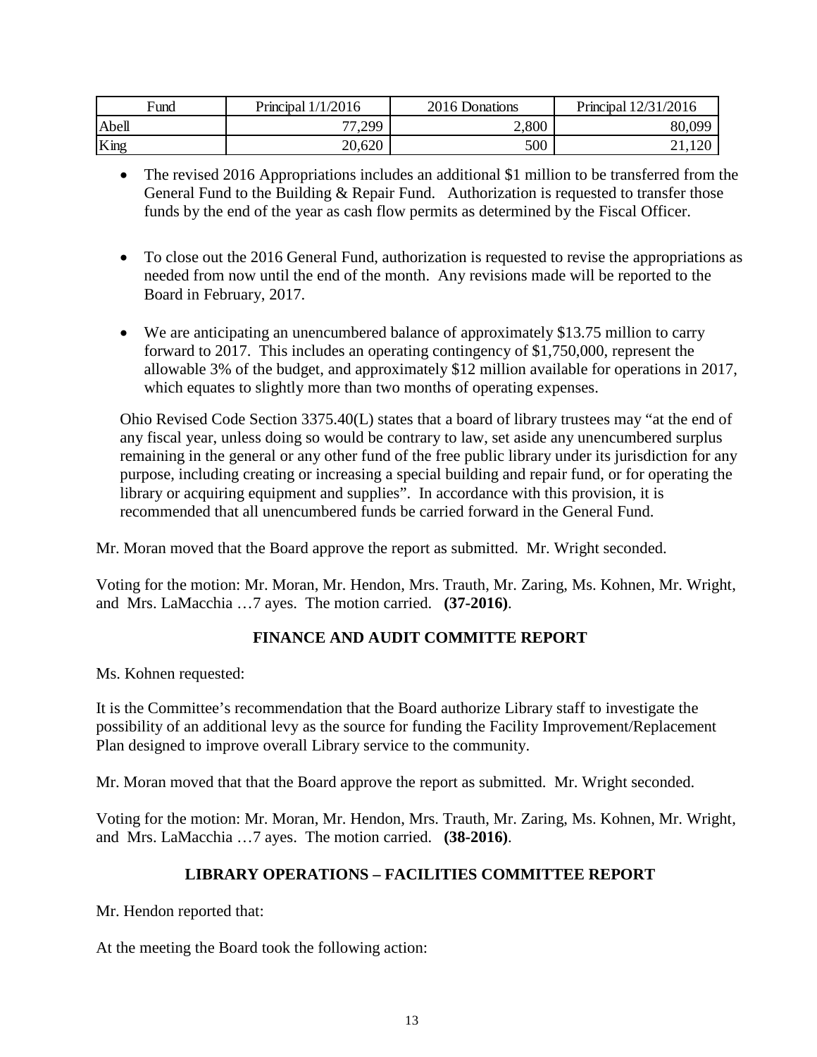| Fund | Principal 1/1/2016 | 2016 Donations | Principal 12/31/2016 |
|---|---|---|---|
| Abell | 77,299 | 2,800 | 80,099 |
| King | 20,620 | 500 | 21,120 |

- The revised 2016 Appropriations includes an additional $1 million to be transferred from the General Fund to the Building & Repair Fund. Authorization is requested to transfer those funds by the end of the year as cash flow permits as determined by the Fiscal Officer.

- To close out the 2016 General Fund, authorization is requested to revise the appropriations as needed from now until the end of the month. Any revisions made will be reported to the Board in February, 2017.

- We are anticipating an unencumbered balance of approximately $13.75 million to carry forward to 2017. This includes an operating contingency of $1,750,000, represent the allowable 3% of the budget, and approximately $12 million available for operations in 2017, which equates to slightly more than two months of operating expenses.

Ohio Revised Code Section 3375.40(L) states that a board of library trustees may "at the end of any fiscal year, unless doing so would be contrary to law, set aside any unencumbered surplus remaining in the general or any other fund of the free public library under its jurisdiction for any purpose, including creating or increasing a special building and repair fund, or for operating the library or acquiring equipment and supplies". In accordance with this provision, it is recommended that all unencumbered funds be carried forward in the General Fund.

Mr. Moran moved that the Board approve the report as submitted. Mr. Wright seconded.

Voting for the motion: Mr. Moran, Mr. Hendon, Mrs. Trauth, Mr. Zaring, Ms. Kohnen, Mr. Wright, and Mrs. LaMacchia …7 ayes. The motion carried. **(37-2016)**.

## FINANCE AND AUDIT COMMITTE REPORT

Ms. Kohnen requested:

It is the Committee's recommendation that the Board authorize Library staff to investigate the possibility of an additional levy as the source for funding the Facility Improvement/Replacement Plan designed to improve overall Library service to the community.

Mr. Moran moved that that the Board approve the report as submitted. Mr. Wright seconded.

Voting for the motion: Mr. Moran, Mr. Hendon, Mrs. Trauth, Mr. Zaring, Ms. Kohnen, Mr. Wright, and Mrs. LaMacchia …7 ayes. The motion carried. **(38-2016)**.

## LIBRARY OPERATIONS – FACILITIES COMMITTEE REPORT

Mr. Hendon reported that:

At the meeting the Board took the following action: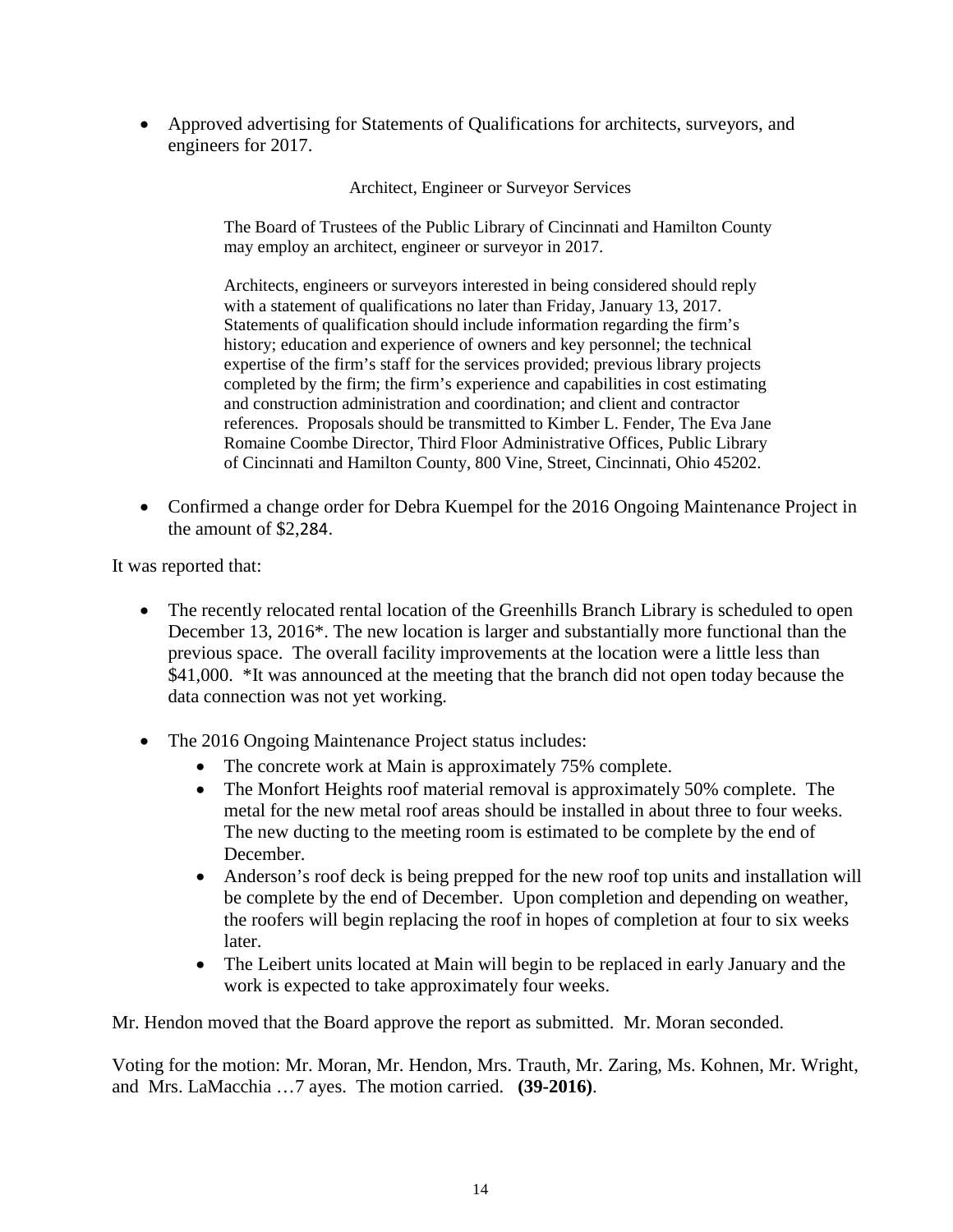- Approved advertising for Statements of Qualifications for architects, surveyors, and engineers for 2017.

> Architect, Engineer or Surveyor Services
>
> The Board of Trustees of the Public Library of Cincinnati and Hamilton County may employ an architect, engineer or surveyor in 2017.
>
> Architects, engineers or surveyors interested in being considered should reply with a statement of qualifications no later than Friday, January 13, 2017. Statements of qualification should include information regarding the firm's history; education and experience of owners and key personnel; the technical expertise of the firm's staff for the services provided; previous library projects completed by the firm; the firm's experience and capabilities in cost estimating and construction administration and coordination; and client and contractor references. Proposals should be transmitted to Kimber L. Fender, The Eva Jane Romaine Coombe Director, Third Floor Administrative Offices, Public Library of Cincinnati and Hamilton County, 800 Vine, Street, Cincinnati, Ohio 45202.

- Confirmed a change order for Debra Kuempel for the 2016 Ongoing Maintenance Project in the amount of $2,284.

It was reported that:

- The recently relocated rental location of the Greenhills Branch Library is scheduled to open December 13, 2016*. The new location is larger and substantially more functional than the previous space. The overall facility improvements at the location were a little less than $41,000. *It was announced at the meeting that the branch did not open today because the data connection was not yet working.

- The 2016 Ongoing Maintenance Project status includes:
  - The concrete work at Main is approximately 75% complete.
  - The Monfort Heights roof material removal is approximately 50% complete. The metal for the new metal roof areas should be installed in about three to four weeks. The new ducting to the meeting room is estimated to be complete by the end of December.
  - Anderson's roof deck is being prepped for the new roof top units and installation will be complete by the end of December. Upon completion and depending on weather, the roofers will begin replacing the roof in hopes of completion at four to six weeks later.
  - The Leibert units located at Main will begin to be replaced in early January and the work is expected to take approximately four weeks.

Mr. Hendon moved that the Board approve the report as submitted. Mr. Moran seconded.

Voting for the motion: Mr. Moran, Mr. Hendon, Mrs. Trauth, Mr. Zaring, Ms. Kohnen, Mr. Wright, and Mrs. LaMacchia …7 ayes. The motion carried. **(39-2016)**.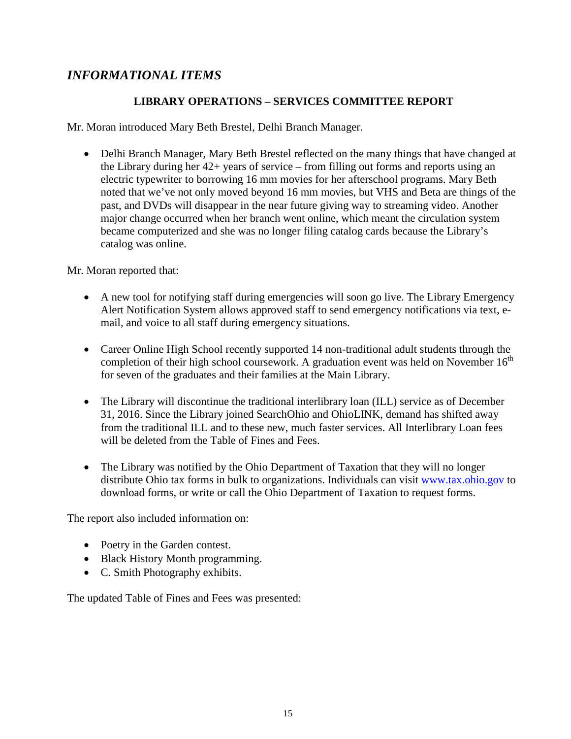## *INFORMATIONAL ITEMS*

### LIBRARY OPERATIONS – SERVICES COMMITTEE REPORT

Mr. Moran introduced Mary Beth Brestel, Delhi Branch Manager.

- Delhi Branch Manager, Mary Beth Brestel reflected on the many things that have changed at the Library during her 42+ years of service – from filling out forms and reports using an electric typewriter to borrowing 16 mm movies for her afterschool programs. Mary Beth noted that we've not only moved beyond 16 mm movies, but VHS and Beta are things of the past, and DVDs will disappear in the near future giving way to streaming video. Another major change occurred when her branch went online, which meant the circulation system became computerized and she was no longer filing catalog cards because the Library's catalog was online.

Mr. Moran reported that:

- A new tool for notifying staff during emergencies will soon go live. The Library Emergency Alert Notification System allows approved staff to send emergency notifications via text, e-mail, and voice to all staff during emergency situations.

- Career Online High School recently supported 14 non-traditional adult students through the completion of their high school coursework. A graduation event was held on November 16th for seven of the graduates and their families at the Main Library.

- The Library will discontinue the traditional interlibrary loan (ILL) service as of December 31, 2016. Since the Library joined SearchOhio and OhioLINK, demand has shifted away from the traditional ILL and to these new, much faster services. All Interlibrary Loan fees will be deleted from the Table of Fines and Fees.

- The Library was notified by the Ohio Department of Taxation that they will no longer distribute Ohio tax forms in bulk to organizations. Individuals can visit [www.tax.ohio.gov](http://www.tax.ohio.gov) to download forms, or write or call the Ohio Department of Taxation to request forms.

The report also included information on:

- Poetry in the Garden contest.
- Black History Month programming.
- C. Smith Photography exhibits.

The updated Table of Fines and Fees was presented: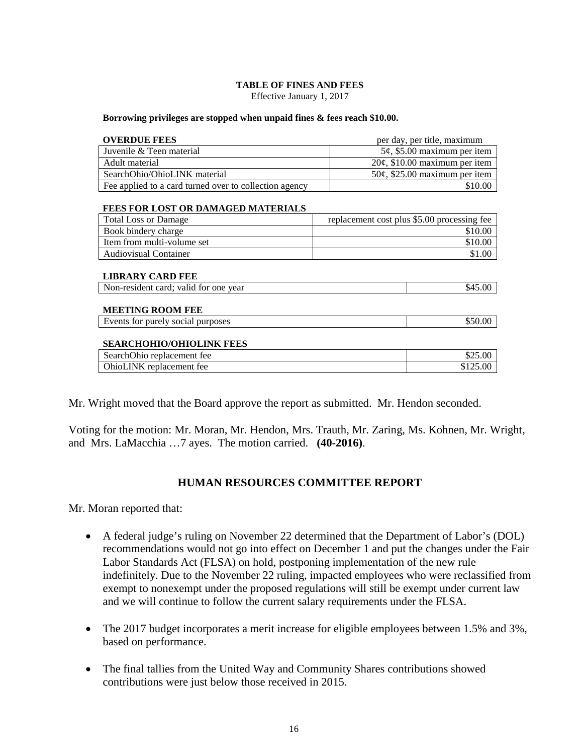**TABLE OF FINES AND FEES**

Effective January 1, 2017

**Borrowing privileges are stopped when unpaid fines & fees reach $10.00.**

| **OVERDUE FEES** | per day, per title, maximum |
|---|---|
| Juvenile & Teen material | 5¢, $5.00 maximum per item |
| Adult material | 20¢, $10.00 maximum per item |
| SearchOhio/OhioLINK material | 50¢, $25.00 maximum per item |
| Fee applied to a card turned over to collection agency | $10.00 |

| **FEES FOR LOST OR DAMAGED MATERIALS** | |
|---|---|
| Total Loss or Damage | replacement cost plus $5.00 processing fee |
| Book bindery charge | $10.00 |
| Item from multi-volume set | $10.00 |
| Audiovisual Container | $1.00 |

| **LIBRARY CARD FEE** | |
|---|---|
| Non-resident card; valid for one year | $45.00 |

| **MEETING ROOM FEE** | |
|---|---|
| Events for purely social purposes | $50.00 |

| **SEARCHOHIO/OHIOLINK FEES** | |
|---|---|
| SearchOhio replacement fee | $25.00 |
| OhioLINK replacement fee | $125.00 |

Mr. Wright moved that the Board approve the report as submitted. Mr. Hendon seconded.

Voting for the motion: Mr. Moran, Mr. Hendon, Mrs. Trauth, Mr. Zaring, Ms. Kohnen, Mr. Wright, and Mrs. LaMacchia …7 ayes. The motion carried. **(40-2016)**.

## HUMAN RESOURCES COMMITTEE REPORT

Mr. Moran reported that:

- A federal judge's ruling on November 22 determined that the Department of Labor's (DOL) recommendations would not go into effect on December 1 and put the changes under the Fair Labor Standards Act (FLSA) on hold, postponing implementation of the new rule indefinitely. Due to the November 22 ruling, impacted employees who were reclassified from exempt to nonexempt under the proposed regulations will still be exempt under current law and we will continue to follow the current salary requirements under the FLSA.

- The 2017 budget incorporates a merit increase for eligible employees between 1.5% and 3%, based on performance.

- The final tallies from the United Way and Community Shares contributions showed contributions were just below those received in 2015.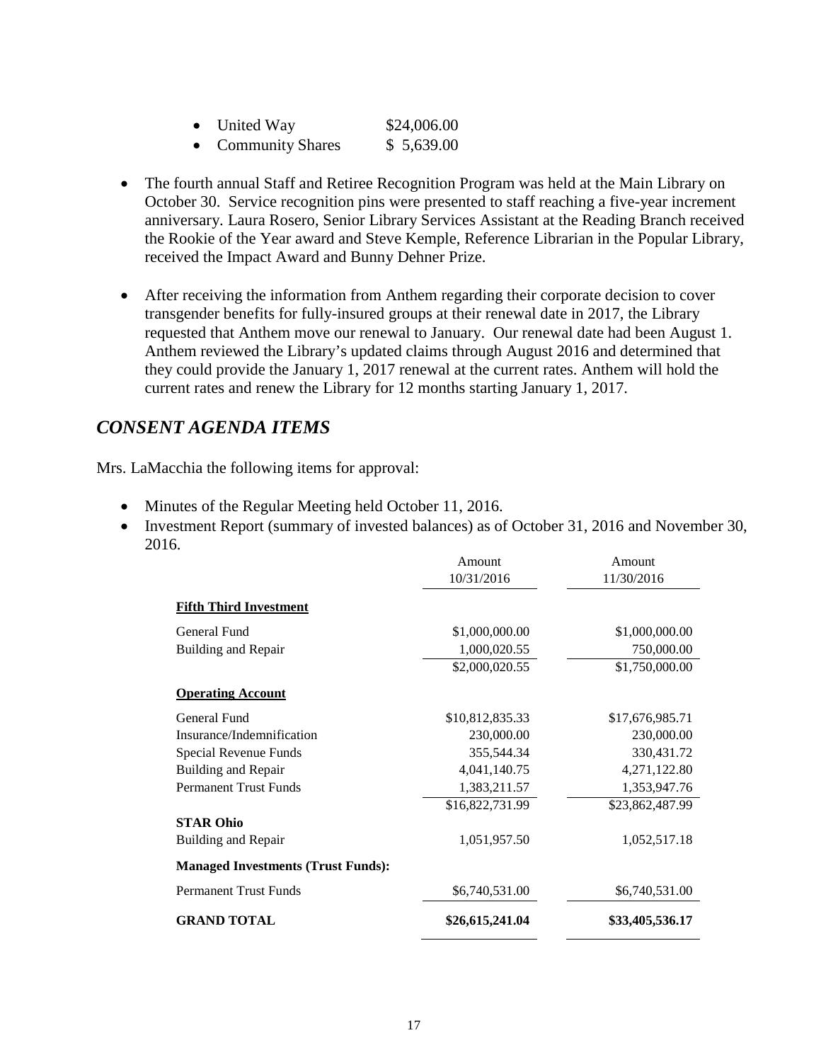- United Way $24,006.00
- Community Shares $ 5,639.00

- The fourth annual Staff and Retiree Recognition Program was held at the Main Library on October 30. Service recognition pins were presented to staff reaching a five-year increment anniversary. Laura Rosero, Senior Library Services Assistant at the Reading Branch received the Rookie of the Year award and Steve Kemple, Reference Librarian in the Popular Library, received the Impact Award and Bunny Dehner Prize.

- After receiving the information from Anthem regarding their corporate decision to cover transgender benefits for fully-insured groups at their renewal date in 2017, the Library requested that Anthem move our renewal to January. Our renewal date had been August 1. Anthem reviewed the Library's updated claims through August 2016 and determined that they could provide the January 1, 2017 renewal at the current rates. Anthem will hold the current rates and renew the Library for 12 months starting January 1, 2017.

## *CONSENT AGENDA ITEMS*

Mrs. LaMacchia the following items for approval:

- Minutes of the Regular Meeting held October 11, 2016.
- Investment Report (summary of invested balances) as of October 31, 2016 and November 30, 2016.

| | Amount 10/31/2016 | Amount 11/30/2016 |
|---|---|---|
| **Fifth Third Investment** | | |
| General Fund | $1,000,000.00 | $1,000,000.00 |
| Building and Repair | 1,000,020.55 | 750,000.00 |
| | $2,000,020.55 | $1,750,000.00 |
| **Operating Account** | | |
| General Fund | $10,812,835.33 | $17,676,985.71 |
| Insurance/Indemnification | 230,000.00 | 230,000.00 |
| Special Revenue Funds | 355,544.34 | 330,431.72 |
| Building and Repair | 4,041,140.75 | 4,271,122.80 |
| Permanent Trust Funds | 1,383,211.57 | 1,353,947.76 |
| | $16,822,731.99 | $23,862,487.99 |
| **STAR Ohio** | | |
| Building and Repair | 1,051,957.50 | 1,052,517.18 |
| **Managed Investments (Trust Funds):** | | |
| Permanent Trust Funds | $6,740,531.00 | $6,740,531.00 |
| **GRAND TOTAL** | **$26,615,241.04** | **$33,405,536.17** |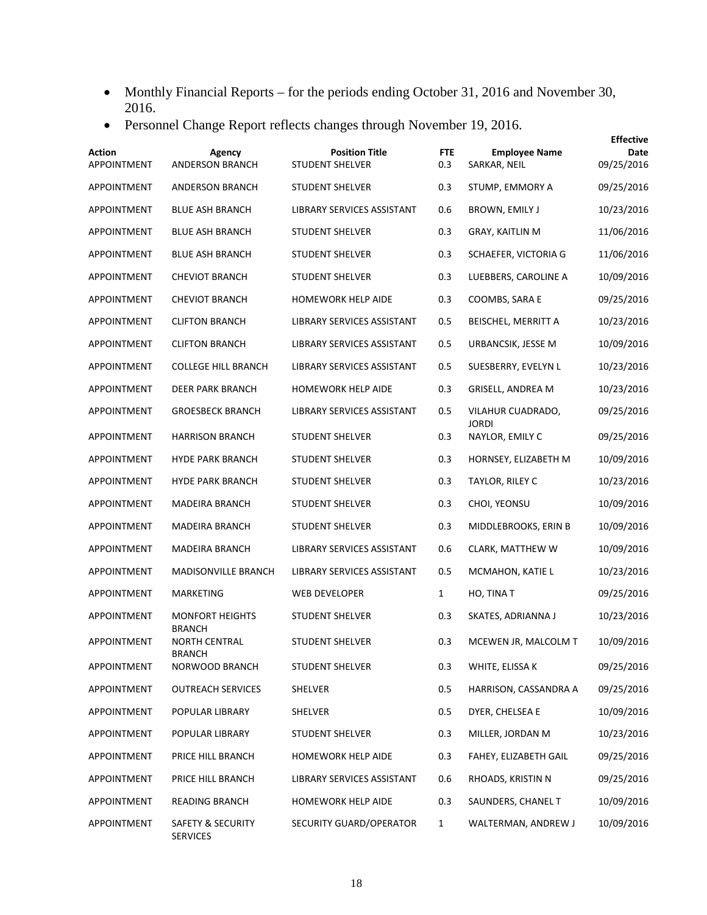- Monthly Financial Reports – for the periods ending October 31, 2016 and November 30, 2016.
- Personnel Change Report reflects changes through November 19, 2016.

| Action | Agency | Position Title | FTE | Employee Name | Effective Date |
|---|---|---|---|---|---|
| APPOINTMENT | ANDERSON BRANCH | STUDENT SHELVER | 0.3 | SARKAR, NEIL | 09/25/2016 |
| APPOINTMENT | ANDERSON BRANCH | STUDENT SHELVER | 0.3 | STUMP, EMMORY A | 09/25/2016 |
| APPOINTMENT | BLUE ASH BRANCH | LIBRARY SERVICES ASSISTANT | 0.6 | BROWN, EMILY J | 10/23/2016 |
| APPOINTMENT | BLUE ASH BRANCH | STUDENT SHELVER | 0.3 | GRAY, KAITLIN M | 11/06/2016 |
| APPOINTMENT | BLUE ASH BRANCH | STUDENT SHELVER | 0.3 | SCHAEFER, VICTORIA G | 11/06/2016 |
| APPOINTMENT | CHEVIOT BRANCH | STUDENT SHELVER | 0.3 | LUEBBERS, CAROLINE A | 10/09/2016 |
| APPOINTMENT | CHEVIOT BRANCH | HOMEWORK HELP AIDE | 0.3 | COOMBS, SARA E | 09/25/2016 |
| APPOINTMENT | CLIFTON BRANCH | LIBRARY SERVICES ASSISTANT | 0.5 | BEISCHEL, MERRITT A | 10/23/2016 |
| APPOINTMENT | CLIFTON BRANCH | LIBRARY SERVICES ASSISTANT | 0.5 | URBANCSIK, JESSE M | 10/09/2016 |
| APPOINTMENT | COLLEGE HILL BRANCH | LIBRARY SERVICES ASSISTANT | 0.5 | SUESBERRY, EVELYN L | 10/23/2016 |
| APPOINTMENT | DEER PARK BRANCH | HOMEWORK HELP AIDE | 0.3 | GRISELL, ANDREA M | 10/23/2016 |
| APPOINTMENT | GROESBECK BRANCH | LIBRARY SERVICES ASSISTANT | 0.5 | VILAHUR CUADRADO, JORDI | 09/25/2016 |
| APPOINTMENT | HARRISON BRANCH | STUDENT SHELVER | 0.3 | NAYLOR, EMILY C | 09/25/2016 |
| APPOINTMENT | HYDE PARK BRANCH | STUDENT SHELVER | 0.3 | HORNSEY, ELIZABETH M | 10/09/2016 |
| APPOINTMENT | HYDE PARK BRANCH | STUDENT SHELVER | 0.3 | TAYLOR, RILEY C | 10/23/2016 |
| APPOINTMENT | MADEIRA BRANCH | STUDENT SHELVER | 0.3 | CHOI, YEONSU | 10/09/2016 |
| APPOINTMENT | MADEIRA BRANCH | STUDENT SHELVER | 0.3 | MIDDLEBROOKS, ERIN B | 10/09/2016 |
| APPOINTMENT | MADEIRA BRANCH | LIBRARY SERVICES ASSISTANT | 0.6 | CLARK, MATTHEW W | 10/09/2016 |
| APPOINTMENT | MADISONVILLE BRANCH | LIBRARY SERVICES ASSISTANT | 0.5 | MCMAHON, KATIE L | 10/23/2016 |
| APPOINTMENT | MARKETING | WEB DEVELOPER | 1 | HO, TINA T | 09/25/2016 |
| APPOINTMENT | MONFORT HEIGHTS BRANCH | STUDENT SHELVER | 0.3 | SKATES, ADRIANNA J | 10/23/2016 |
| APPOINTMENT | NORTH CENTRAL BRANCH | STUDENT SHELVER | 0.3 | MCEWEN JR, MALCOLM T | 10/09/2016 |
| APPOINTMENT | NORWOOD BRANCH | STUDENT SHELVER | 0.3 | WHITE, ELISSA K | 09/25/2016 |
| APPOINTMENT | OUTREACH SERVICES | SHELVER | 0.5 | HARRISON, CASSANDRA A | 09/25/2016 |
| APPOINTMENT | POPULAR LIBRARY | SHELVER | 0.5 | DYER, CHELSEA E | 10/09/2016 |
| APPOINTMENT | POPULAR LIBRARY | STUDENT SHELVER | 0.3 | MILLER, JORDAN M | 10/23/2016 |
| APPOINTMENT | PRICE HILL BRANCH | HOMEWORK HELP AIDE | 0.3 | FAHEY, ELIZABETH GAIL | 09/25/2016 |
| APPOINTMENT | PRICE HILL BRANCH | LIBRARY SERVICES ASSISTANT | 0.6 | RHOADS, KRISTIN N | 09/25/2016 |
| APPOINTMENT | READING BRANCH | HOMEWORK HELP AIDE | 0.3 | SAUNDERS, CHANEL T | 10/09/2016 |
| APPOINTMENT | SAFETY & SECURITY SERVICES | SECURITY GUARD/OPERATOR | 1 | WALTERMAN, ANDREW J | 10/09/2016 |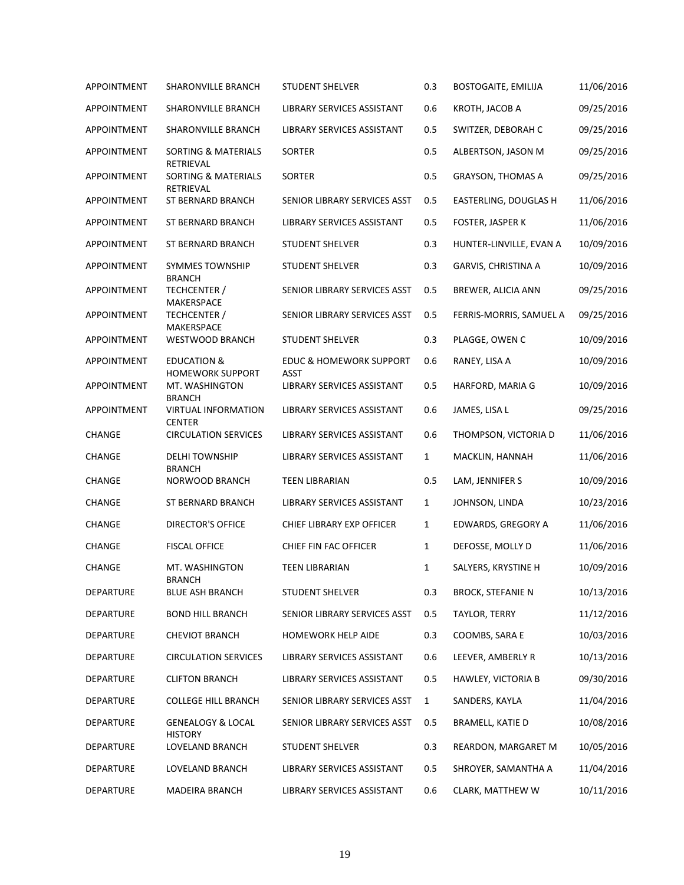| | | | | | |
|---|---|---|---|---|---|
| APPOINTMENT | SHARONVILLE BRANCH | STUDENT SHELVER | 0.3 | BOSTOGAITE, EMILIJA | 11/06/2016 |
| APPOINTMENT | SHARONVILLE BRANCH | LIBRARY SERVICES ASSISTANT | 0.6 | KROTH, JACOB A | 09/25/2016 |
| APPOINTMENT | SHARONVILLE BRANCH | LIBRARY SERVICES ASSISTANT | 0.5 | SWITZER, DEBORAH C | 09/25/2016 |
| APPOINTMENT | SORTING & MATERIALS RETRIEVAL | SORTER | 0.5 | ALBERTSON, JASON M | 09/25/2016 |
| APPOINTMENT | SORTING & MATERIALS RETRIEVAL | SORTER | 0.5 | GRAYSON, THOMAS A | 09/25/2016 |
| APPOINTMENT | ST BERNARD BRANCH | SENIOR LIBRARY SERVICES ASST | 0.5 | EASTERLING, DOUGLAS H | 11/06/2016 |
| APPOINTMENT | ST BERNARD BRANCH | LIBRARY SERVICES ASSISTANT | 0.5 | FOSTER, JASPER K | 11/06/2016 |
| APPOINTMENT | ST BERNARD BRANCH | STUDENT SHELVER | 0.3 | HUNTER-LINVILLE, EVAN A | 10/09/2016 |
| APPOINTMENT | SYMMES TOWNSHIP BRANCH | STUDENT SHELVER | 0.3 | GARVIS, CHRISTINA A | 10/09/2016 |
| APPOINTMENT | TECHCENTER / MAKERSPACE | SENIOR LIBRARY SERVICES ASST | 0.5 | BREWER, ALICIA ANN | 09/25/2016 |
| APPOINTMENT | TECHCENTER / MAKERSPACE | SENIOR LIBRARY SERVICES ASST | 0.5 | FERRIS-MORRIS, SAMUEL A | 09/25/2016 |
| APPOINTMENT | WESTWOOD BRANCH | STUDENT SHELVER | 0.3 | PLAGGE, OWEN C | 10/09/2016 |
| APPOINTMENT | EDUCATION & HOMEWORK SUPPORT | EDUC & HOMEWORK SUPPORT ASST | 0.6 | RANEY, LISA A | 10/09/2016 |
| APPOINTMENT | MT. WASHINGTON BRANCH | LIBRARY SERVICES ASSISTANT | 0.5 | HARFORD, MARIA G | 10/09/2016 |
| APPOINTMENT | VIRTUAL INFORMATION CENTER | LIBRARY SERVICES ASSISTANT | 0.6 | JAMES, LISA L | 09/25/2016 |
| CHANGE | CIRCULATION SERVICES | LIBRARY SERVICES ASSISTANT | 0.6 | THOMPSON, VICTORIA D | 11/06/2016 |
| CHANGE | DELHI TOWNSHIP BRANCH | LIBRARY SERVICES ASSISTANT | 1 | MACKLIN, HANNAH | 11/06/2016 |
| CHANGE | NORWOOD BRANCH | TEEN LIBRARIAN | 0.5 | LAM, JENNIFER S | 10/09/2016 |
| CHANGE | ST BERNARD BRANCH | LIBRARY SERVICES ASSISTANT | 1 | JOHNSON, LINDA | 10/23/2016 |
| CHANGE | DIRECTOR'S OFFICE | CHIEF LIBRARY EXP OFFICER | 1 | EDWARDS, GREGORY A | 11/06/2016 |
| CHANGE | FISCAL OFFICE | CHIEF FIN FAC OFFICER | 1 | DEFOSSE, MOLLY D | 11/06/2016 |
| CHANGE | MT. WASHINGTON BRANCH | TEEN LIBRARIAN | 1 | SALYERS, KRYSTINE H | 10/09/2016 |
| DEPARTURE | BLUE ASH BRANCH | STUDENT SHELVER | 0.3 | BROCK, STEFANIE N | 10/13/2016 |
| DEPARTURE | BOND HILL BRANCH | SENIOR LIBRARY SERVICES ASST | 0.5 | TAYLOR, TERRY | 11/12/2016 |
| DEPARTURE | CHEVIOT BRANCH | HOMEWORK HELP AIDE | 0.3 | COOMBS, SARA E | 10/03/2016 |
| DEPARTURE | CIRCULATION SERVICES | LIBRARY SERVICES ASSISTANT | 0.6 | LEEVER, AMBERLY R | 10/13/2016 |
| DEPARTURE | CLIFTON BRANCH | LIBRARY SERVICES ASSISTANT | 0.5 | HAWLEY, VICTORIA B | 09/30/2016 |
| DEPARTURE | COLLEGE HILL BRANCH | SENIOR LIBRARY SERVICES ASST | 1 | SANDERS, KAYLA | 11/04/2016 |
| DEPARTURE | GENEALOGY & LOCAL HISTORY | SENIOR LIBRARY SERVICES ASST | 0.5 | BRAMELL, KATIE D | 10/08/2016 |
| DEPARTURE | LOVELAND BRANCH | STUDENT SHELVER | 0.3 | REARDON, MARGARET M | 10/05/2016 |
| DEPARTURE | LOVELAND BRANCH | LIBRARY SERVICES ASSISTANT | 0.5 | SHROYER, SAMANTHA A | 11/04/2016 |
| DEPARTURE | MADEIRA BRANCH | LIBRARY SERVICES ASSISTANT | 0.6 | CLARK, MATTHEW W | 10/11/2016 |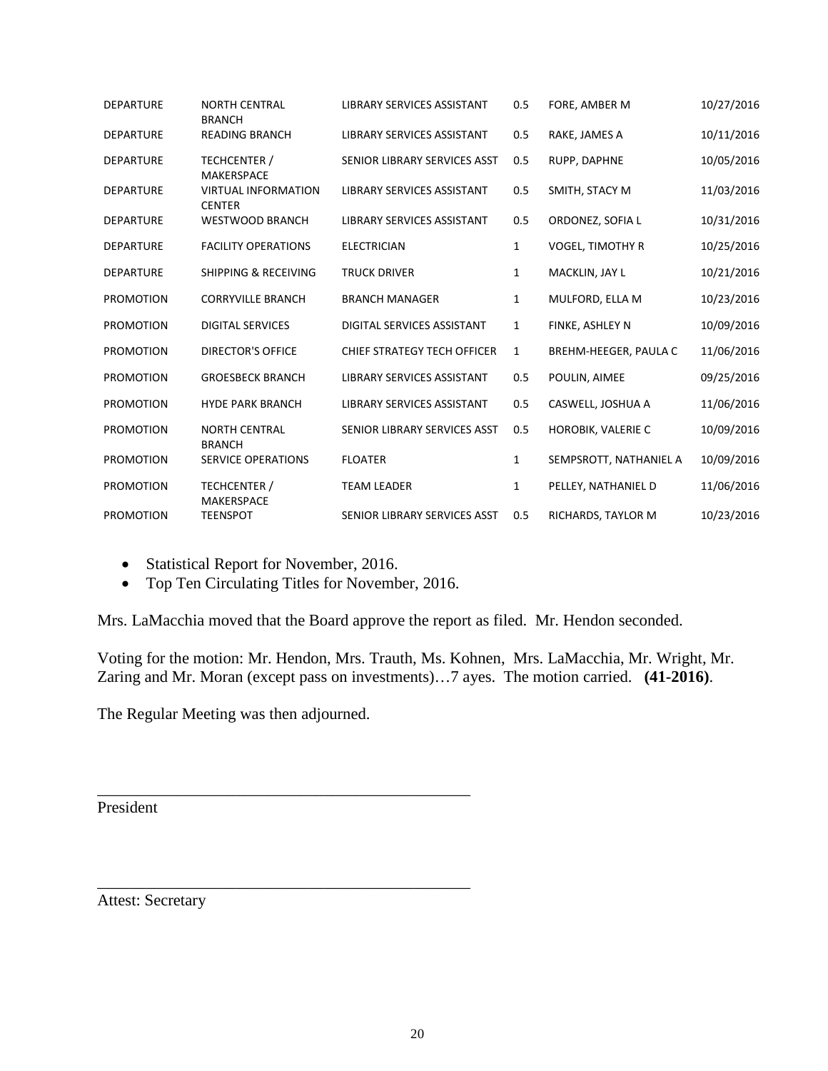| | | | | | |
|---|---|---|---|---|---|
| DEPARTURE | NORTH CENTRAL BRANCH | LIBRARY SERVICES ASSISTANT | 0.5 | FORE, AMBER M | 10/27/2016 |
| DEPARTURE | READING BRANCH | LIBRARY SERVICES ASSISTANT | 0.5 | RAKE, JAMES A | 10/11/2016 |
| DEPARTURE | TECHCENTER / MAKERSPACE | SENIOR LIBRARY SERVICES ASST | 0.5 | RUPP, DAPHNE | 10/05/2016 |
| DEPARTURE | VIRTUAL INFORMATION CENTER | LIBRARY SERVICES ASSISTANT | 0.5 | SMITH, STACY M | 11/03/2016 |
| DEPARTURE | WESTWOOD BRANCH | LIBRARY SERVICES ASSISTANT | 0.5 | ORDONEZ, SOFIA L | 10/31/2016 |
| DEPARTURE | FACILITY OPERATIONS | ELECTRICIAN | 1 | VOGEL, TIMOTHY R | 10/25/2016 |
| DEPARTURE | SHIPPING & RECEIVING | TRUCK DRIVER | 1 | MACKLIN, JAY L | 10/21/2016 |
| PROMOTION | CORRYVILLE BRANCH | BRANCH MANAGER | 1 | MULFORD, ELLA M | 10/23/2016 |
| PROMOTION | DIGITAL SERVICES | DIGITAL SERVICES ASSISTANT | 1 | FINKE, ASHLEY N | 10/09/2016 |
| PROMOTION | DIRECTOR'S OFFICE | CHIEF STRATEGY TECH OFFICER | 1 | BREHM-HEEGER, PAULA C | 11/06/2016 |
| PROMOTION | GROESBECK BRANCH | LIBRARY SERVICES ASSISTANT | 0.5 | POULIN, AIMEE | 09/25/2016 |
| PROMOTION | HYDE PARK BRANCH | LIBRARY SERVICES ASSISTANT | 0.5 | CASWELL, JOSHUA A | 11/06/2016 |
| PROMOTION | NORTH CENTRAL BRANCH | SENIOR LIBRARY SERVICES ASST | 0.5 | HOROBIK, VALERIE C | 10/09/2016 |
| PROMOTION | SERVICE OPERATIONS | FLOATER | 1 | SEMPSROTT, NATHANIEL A | 10/09/2016 |
| PROMOTION | TECHCENTER / MAKERSPACE | TEAM LEADER | 1 | PELLEY, NATHANIEL D | 11/06/2016 |
| PROMOTION | TEENSPOT | SENIOR LIBRARY SERVICES ASST | 0.5 | RICHARDS, TAYLOR M | 10/23/2016 |

- Statistical Report for November, 2016.
- Top Ten Circulating Titles for November, 2016.

Mrs. LaMacchia moved that the Board approve the report as filed. Mr. Hendon seconded.

Voting for the motion: Mr. Hendon, Mrs. Trauth, Ms. Kohnen, Mrs. LaMacchia, Mr. Wright, Mr. Zaring and Mr. Moran (except pass on investments)…7 ayes. The motion carried. **(41-2016)**.

The Regular Meeting was then adjourned.

\_\_\_\_\_\_\_\_\_\_\_\_\_\_\_\_\_\_\_\_\_\_\_\_\_\_\_\_\_\_\_\_\_\_\_\_\_\_\_\_\_\_\_\_

President

\_\_\_\_\_\_\_\_\_\_\_\_\_\_\_\_\_\_\_\_\_\_\_\_\_\_\_\_\_\_\_\_\_\_\_\_\_\_\_\_\_\_\_\_

Attest: Secretary